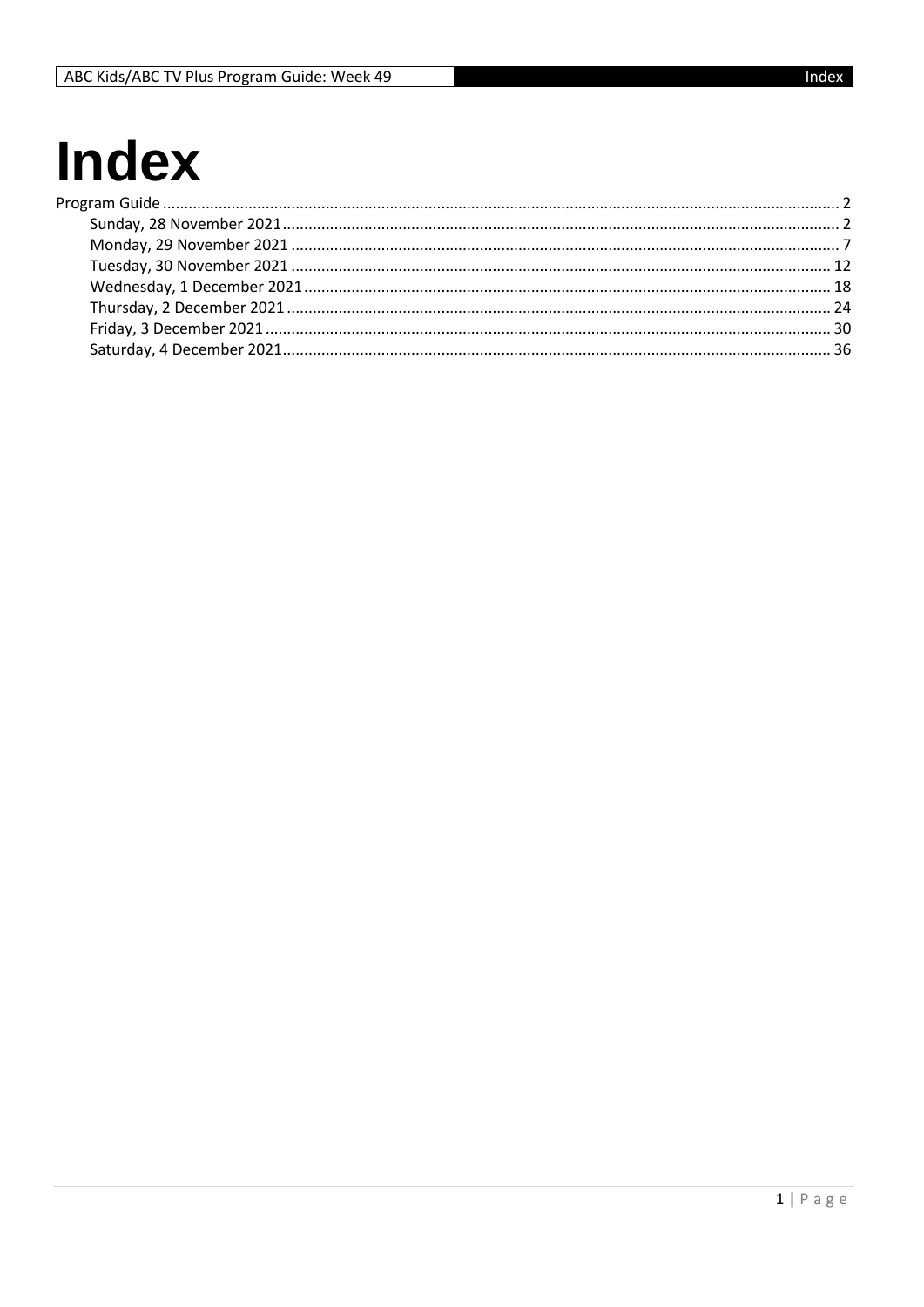# Index

Program Guide ........................................................................................................................................... 2
- Sunday, 28 November 2021 ................................................................................................................ 2
- Monday, 29 November 2021 ............................................................................................................... 7
- Tuesday, 30 November 2021 ............................................................................................................ 12
- Wednesday, 1 December 2021 .......................................................................................................... 18
- Thursday, 2 December 2021 ............................................................................................................. 24
- Friday, 3 December 2021 .................................................................................................................. 30
- Saturday, 4 December 2021 .............................................................................................................. 36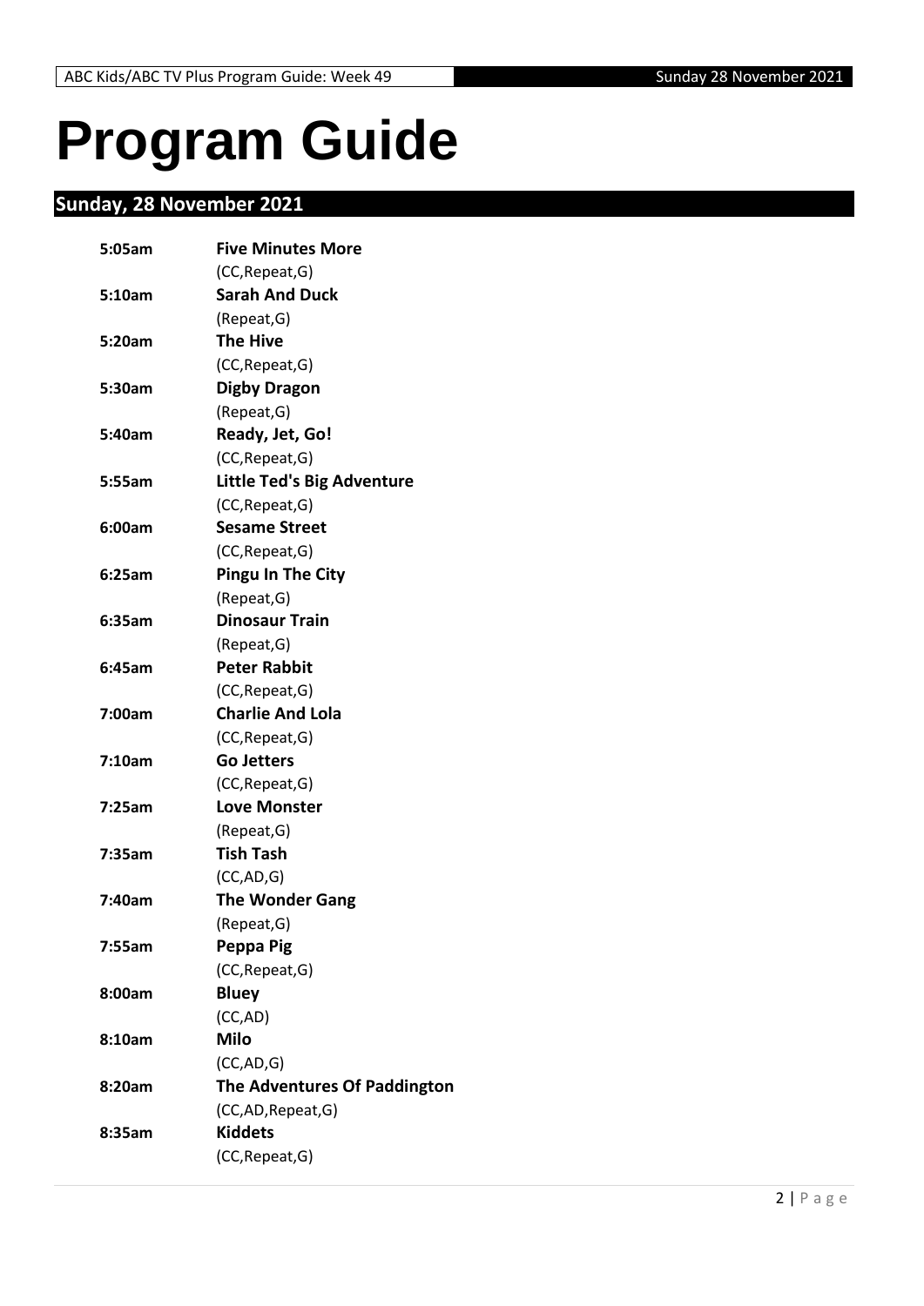# Program Guide

## Sunday, 28 November 2021

**5:05am** **Five Minutes More**
(CC,Repeat,G)

**5:10am** **Sarah And Duck**
(Repeat,G)

**5:20am** **The Hive**
(CC,Repeat,G)

**5:30am** **Digby Dragon**
(Repeat,G)

**5:40am** **Ready, Jet, Go!**
(CC,Repeat,G)

**5:55am** **Little Ted's Big Adventure**
(CC,Repeat,G)

**6:00am** **Sesame Street**
(CC,Repeat,G)

**6:25am** **Pingu In The City**
(Repeat,G)

**6:35am** **Dinosaur Train**
(Repeat,G)

**6:45am** **Peter Rabbit**
(CC,Repeat,G)

**7:00am** **Charlie And Lola**
(CC,Repeat,G)

**7:10am** **Go Jetters**
(CC,Repeat,G)

**7:25am** **Love Monster**
(Repeat,G)

**7:35am** **Tish Tash**
(CC,AD,G)

**7:40am** **The Wonder Gang**
(Repeat,G)

**7:55am** **Peppa Pig**
(CC,Repeat,G)

**8:00am** **Bluey**
(CC,AD)

**8:10am** **Milo**
(CC,AD,G)

**8:20am** **The Adventures Of Paddington**
(CC,AD,Repeat,G)

**8:35am** **Kiddets**
(CC,Repeat,G)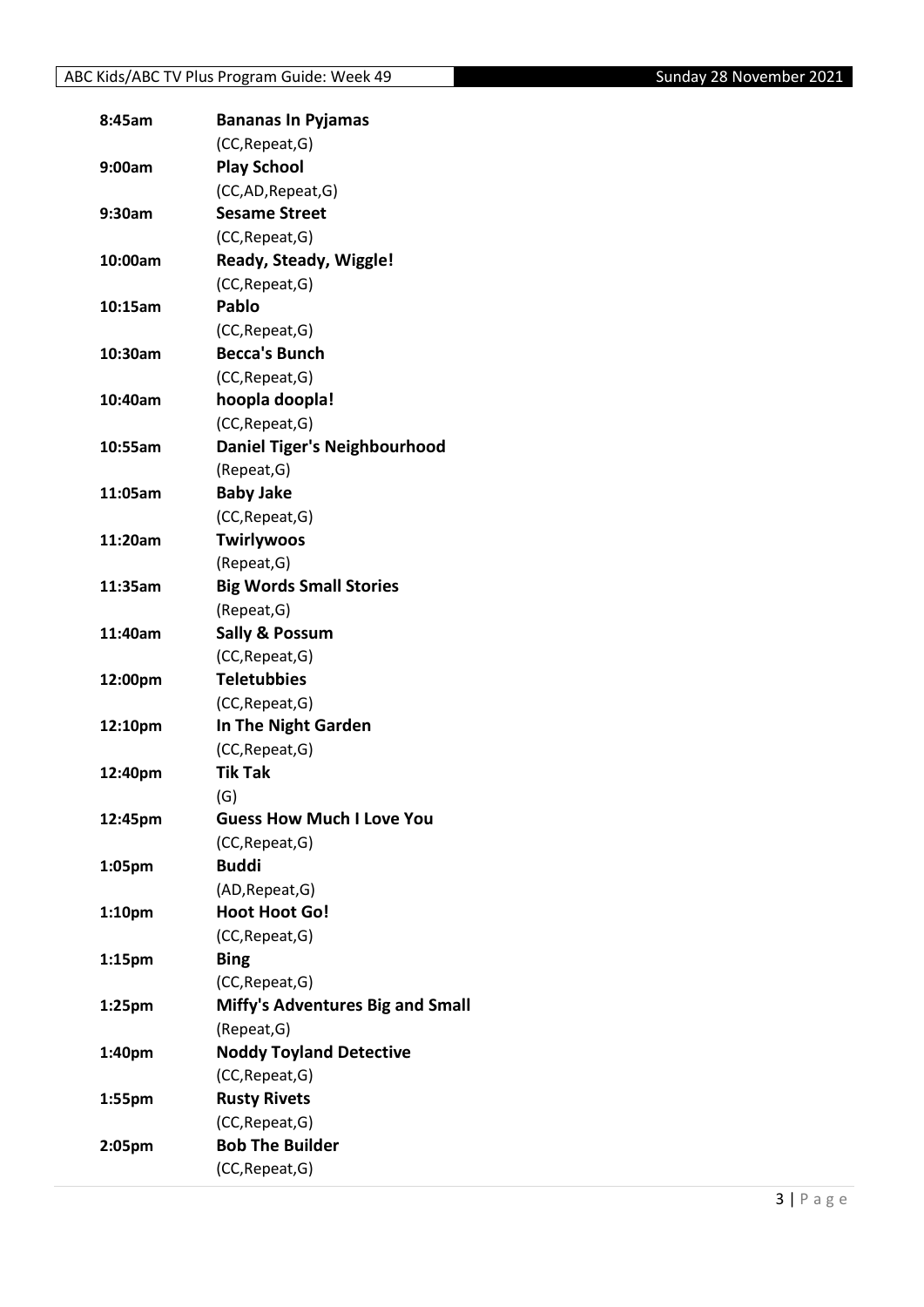| | |
|---|---|
| **8:45am** | **Bananas In Pyjamas** |
| | (CC,Repeat,G) |
| **9:00am** | **Play School** |
| | (CC,AD,Repeat,G) |
| **9:30am** | **Sesame Street** |
| | (CC,Repeat,G) |
| **10:00am** | **Ready, Steady, Wiggle!** |
| | (CC,Repeat,G) |
| **10:15am** | **Pablo** |
| | (CC,Repeat,G) |
| **10:30am** | **Becca's Bunch** |
| | (CC,Repeat,G) |
| **10:40am** | **hoopla doopla!** |
| | (CC,Repeat,G) |
| **10:55am** | **Daniel Tiger's Neighbourhood** |
| | (Repeat,G) |
| **11:05am** | **Baby Jake** |
| | (CC,Repeat,G) |
| **11:20am** | **Twirlywoos** |
| | (Repeat,G) |
| **11:35am** | **Big Words Small Stories** |
| | (Repeat,G) |
| **11:40am** | **Sally & Possum** |
| | (CC,Repeat,G) |
| **12:00pm** | **Teletubbies** |
| | (CC,Repeat,G) |
| **12:10pm** | **In The Night Garden** |
| | (CC,Repeat,G) |
| **12:40pm** | **Tik Tak** |
| | (G) |
| **12:45pm** | **Guess How Much I Love You** |
| | (CC,Repeat,G) |
| **1:05pm** | **Buddi** |
| | (AD,Repeat,G) |
| **1:10pm** | **Hoot Hoot Go!** |
| | (CC,Repeat,G) |
| **1:15pm** | **Bing** |
| | (CC,Repeat,G) |
| **1:25pm** | **Miffy's Adventures Big and Small** |
| | (Repeat,G) |
| **1:40pm** | **Noddy Toyland Detective** |
| | (CC,Repeat,G) |
| **1:55pm** | **Rusty Rivets** |
| | (CC,Repeat,G) |
| **2:05pm** | **Bob The Builder** |
| | (CC,Repeat,G) |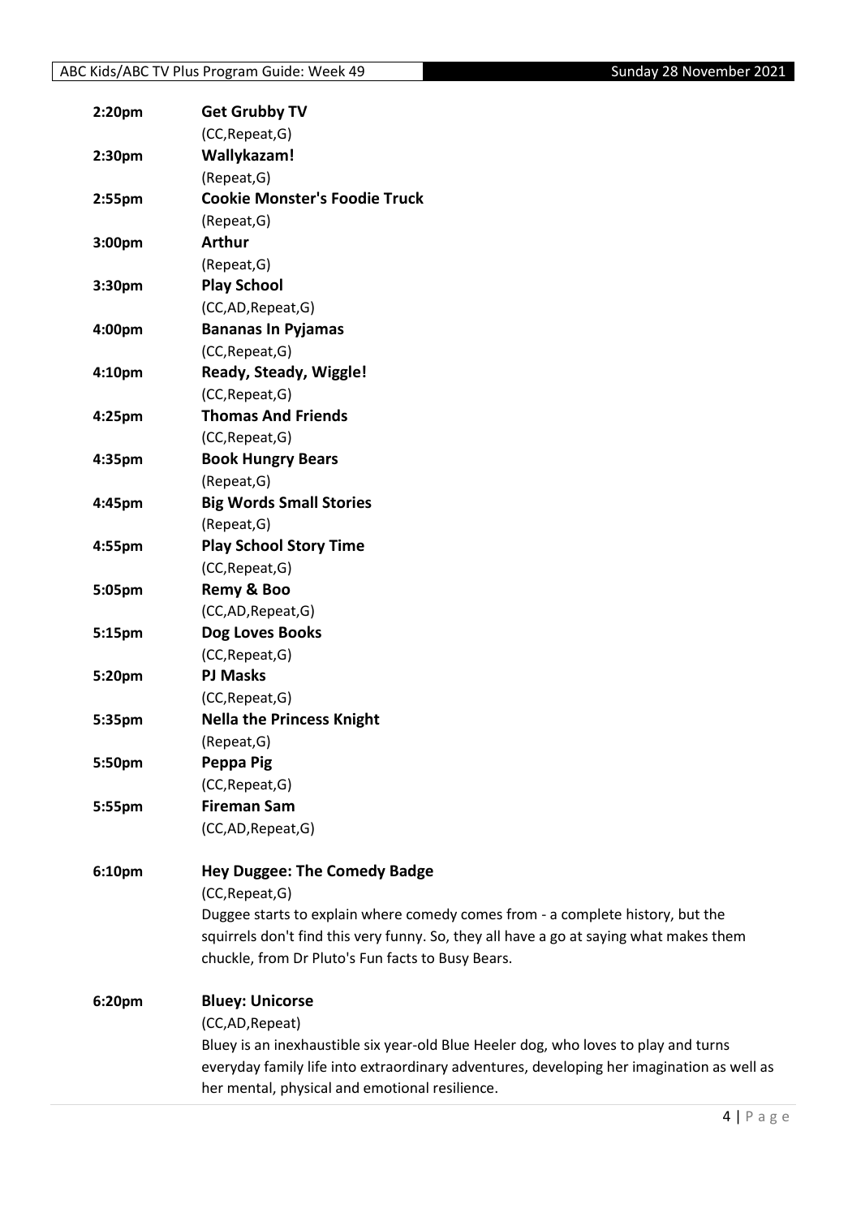| | |
|---|---|
| **2:20pm** | **Get Grubby TV** |
| | (CC,Repeat,G) |
| **2:30pm** | **Wallykazam!** |
| | (Repeat,G) |
| **2:55pm** | **Cookie Monster's Foodie Truck** |
| | (Repeat,G) |
| **3:00pm** | **Arthur** |
| | (Repeat,G) |
| **3:30pm** | **Play School** |
| | (CC,AD,Repeat,G) |
| **4:00pm** | **Bananas In Pyjamas** |
| | (CC,Repeat,G) |
| **4:10pm** | **Ready, Steady, Wiggle!** |
| | (CC,Repeat,G) |
| **4:25pm** | **Thomas And Friends** |
| | (CC,Repeat,G) |
| **4:35pm** | **Book Hungry Bears** |
| | (Repeat,G) |
| **4:45pm** | **Big Words Small Stories** |
| | (Repeat,G) |
| **4:55pm** | **Play School Story Time** |
| | (CC,Repeat,G) |
| **5:05pm** | **Remy & Boo** |
| | (CC,AD,Repeat,G) |
| **5:15pm** | **Dog Loves Books** |
| | (CC,Repeat,G) |
| **5:20pm** | **PJ Masks** |
| | (CC,Repeat,G) |
| **5:35pm** | **Nella the Princess Knight** |
| | (Repeat,G) |
| **5:50pm** | **Peppa Pig** |
| | (CC,Repeat,G) |
| **5:55pm** | **Fireman Sam** |
| | (CC,AD,Repeat,G) |

**6:10pm** **Hey Duggee: The Comedy Badge**

(CC,Repeat,G)

Duggee starts to explain where comedy comes from - a complete history, but the squirrels don't find this very funny. So, they all have a go at saying what makes them chuckle, from Dr Pluto's Fun facts to Busy Bears.

**6:20pm** **Bluey: Unicorse**

(CC,AD,Repeat)

Bluey is an inexhaustible six year-old Blue Heeler dog, who loves to play and turns everyday family life into extraordinary adventures, developing her imagination as well as her mental, physical and emotional resilience.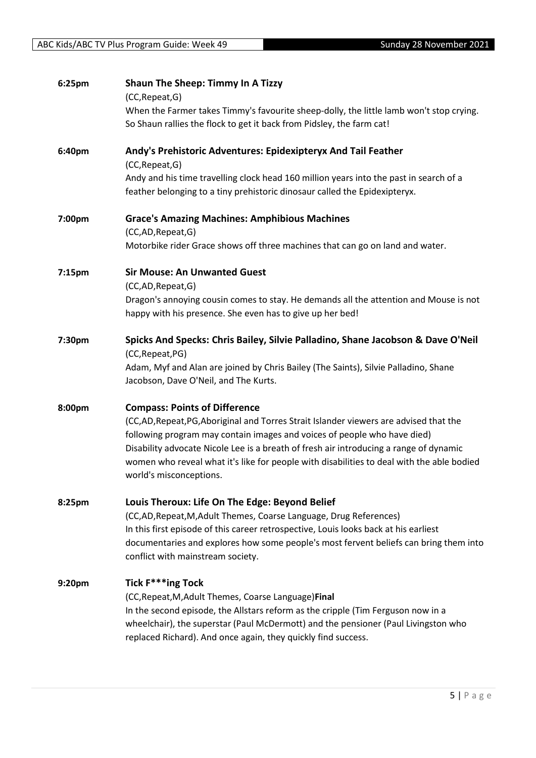**6:25pm** **Shaun The Sheep: Timmy In A Tizzy**

(CC,Repeat,G)

When the Farmer takes Timmy's favourite sheep-dolly, the little lamb won't stop crying. So Shaun rallies the flock to get it back from Pidsley, the farm cat!

**6:40pm** **Andy's Prehistoric Adventures: Epidexipteryx And Tail Feather**

(CC,Repeat,G)

Andy and his time travelling clock head 160 million years into the past in search of a feather belonging to a tiny prehistoric dinosaur called the Epidexipteryx.

**7:00pm** **Grace's Amazing Machines: Amphibious Machines**

(CC,AD,Repeat,G)

Motorbike rider Grace shows off three machines that can go on land and water.

**7:15pm** **Sir Mouse: An Unwanted Guest**

(CC,AD,Repeat,G)

Dragon's annoying cousin comes to stay. He demands all the attention and Mouse is not happy with his presence. She even has to give up her bed!

**7:30pm** **Spicks And Specks: Chris Bailey, Silvie Palladino, Shane Jacobson & Dave O'Neil**

(CC,Repeat,PG)

Adam, Myf and Alan are joined by Chris Bailey (The Saints), Silvie Palladino, Shane Jacobson, Dave O'Neil, and The Kurts.

**8:00pm** **Compass: Points of Difference**

(CC,AD,Repeat,PG,Aboriginal and Torres Strait Islander viewers are advised that the following program may contain images and voices of people who have died)

Disability advocate Nicole Lee is a breath of fresh air introducing a range of dynamic women who reveal what it's like for people with disabilities to deal with the able bodied world's misconceptions.

**8:25pm** **Louis Theroux: Life On The Edge: Beyond Belief**

(CC,AD,Repeat,M,Adult Themes, Coarse Language, Drug References)

In this first episode of this career retrospective, Louis looks back at his earliest documentaries and explores how some people's most fervent beliefs can bring them into conflict with mainstream society.

**9:20pm** **Tick F***ing Tock**

(CC,Repeat,M,Adult Themes, Coarse Language)**Final**

In the second episode, the Allstars reform as the cripple (Tim Ferguson now in a wheelchair), the superstar (Paul McDermott) and the pensioner (Paul Livingston who replaced Richard). And once again, they quickly find success.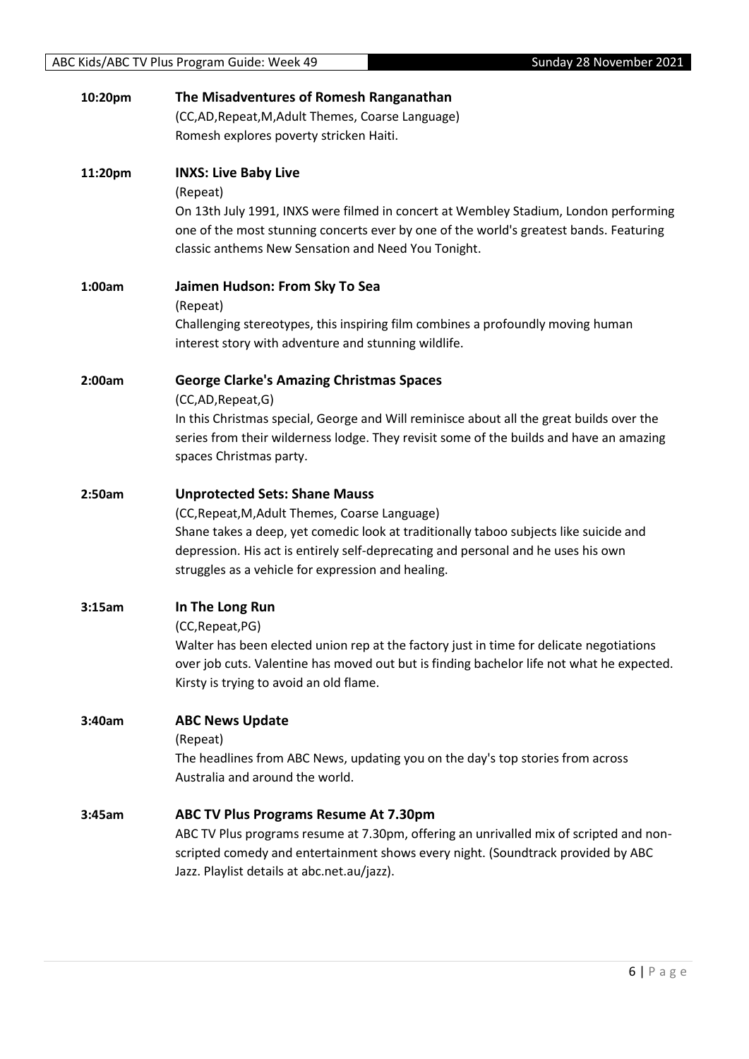**10:20pm** **The Misadventures of Romesh Ranganathan**
(CC,AD,Repeat,M,Adult Themes, Coarse Language)
Romesh explores poverty stricken Haiti.

**11:20pm** **INXS: Live Baby Live**
(Repeat)
On 13th July 1991, INXS were filmed in concert at Wembley Stadium, London performing one of the most stunning concerts ever by one of the world's greatest bands. Featuring classic anthems New Sensation and Need You Tonight.

**1:00am** **Jaimen Hudson: From Sky To Sea**
(Repeat)
Challenging stereotypes, this inspiring film combines a profoundly moving human interest story with adventure and stunning wildlife.

**2:00am** **George Clarke's Amazing Christmas Spaces**
(CC,AD,Repeat,G)
In this Christmas special, George and Will reminisce about all the great builds over the series from their wilderness lodge. They revisit some of the builds and have an amazing spaces Christmas party.

**2:50am** **Unprotected Sets: Shane Mauss**
(CC,Repeat,M,Adult Themes, Coarse Language)
Shane takes a deep, yet comedic look at traditionally taboo subjects like suicide and depression. His act is entirely self-deprecating and personal and he uses his own struggles as a vehicle for expression and healing.

**3:15am** **In The Long Run**
(CC,Repeat,PG)
Walter has been elected union rep at the factory just in time for delicate negotiations over job cuts. Valentine has moved out but is finding bachelor life not what he expected. Kirsty is trying to avoid an old flame.

**3:40am** **ABC News Update**
(Repeat)
The headlines from ABC News, updating you on the day's top stories from across Australia and around the world.

**3:45am** **ABC TV Plus Programs Resume At 7.30pm**
ABC TV Plus programs resume at 7.30pm, offering an unrivalled mix of scripted and non-scripted comedy and entertainment shows every night. (Soundtrack provided by ABC Jazz. Playlist details at abc.net.au/jazz).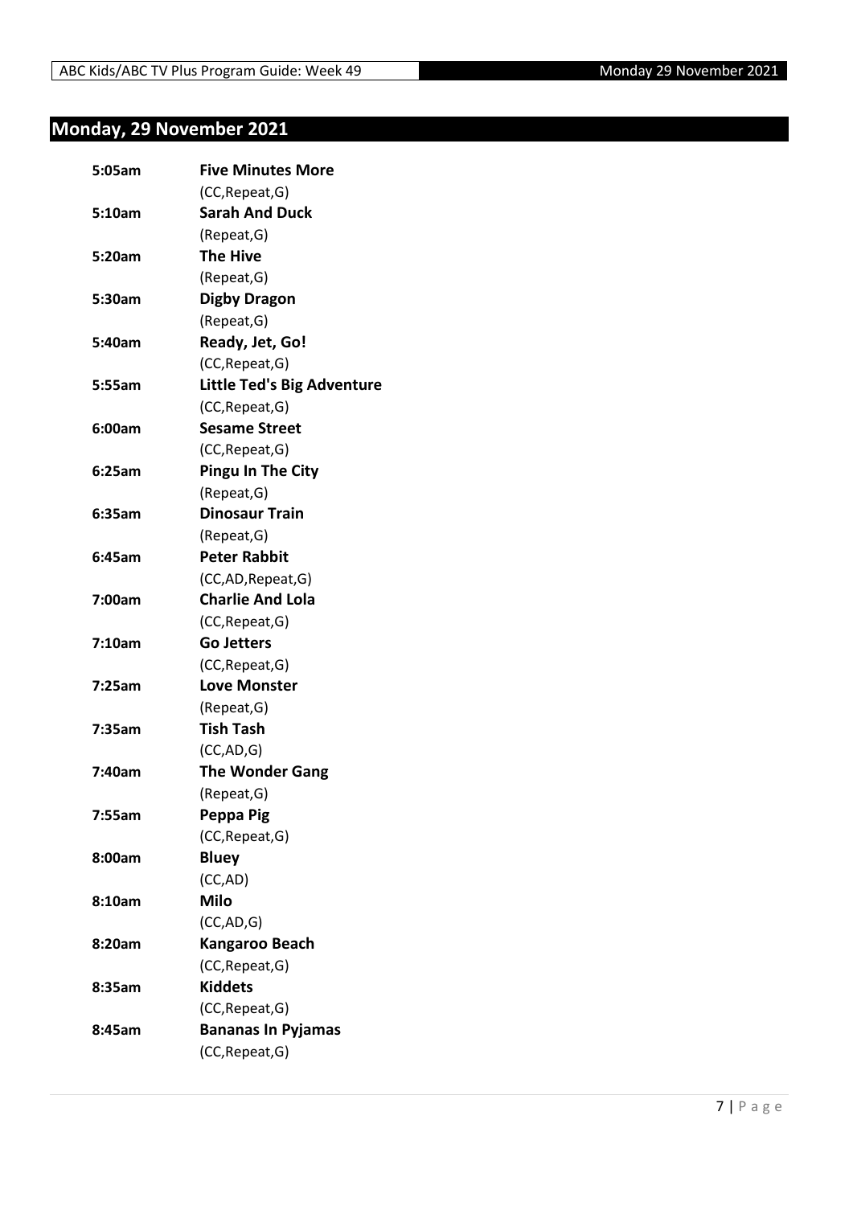## Monday, 29 November 2021

**5:05am** **Five Minutes More**
(CC,Repeat,G)

**5:10am** **Sarah And Duck**
(Repeat,G)

**5:20am** **The Hive**
(Repeat,G)

**5:30am** **Digby Dragon**
(Repeat,G)

**5:40am** **Ready, Jet, Go!**
(CC,Repeat,G)

**5:55am** **Little Ted's Big Adventure**
(CC,Repeat,G)

**6:00am** **Sesame Street**
(CC,Repeat,G)

**6:25am** **Pingu In The City**
(Repeat,G)

**6:35am** **Dinosaur Train**
(Repeat,G)

**6:45am** **Peter Rabbit**
(CC,AD,Repeat,G)

**7:00am** **Charlie And Lola**
(CC,Repeat,G)

**7:10am** **Go Jetters**
(CC,Repeat,G)

**7:25am** **Love Monster**
(Repeat,G)

**7:35am** **Tish Tash**
(CC,AD,G)

**7:40am** **The Wonder Gang**
(Repeat,G)

**7:55am** **Peppa Pig**
(CC,Repeat,G)

**8:00am** **Bluey**
(CC,AD)

**8:10am** **Milo**
(CC,AD,G)

**8:20am** **Kangaroo Beach**
(CC,Repeat,G)

**8:35am** **Kiddets**
(CC,Repeat,G)

**8:45am** **Bananas In Pyjamas**
(CC,Repeat,G)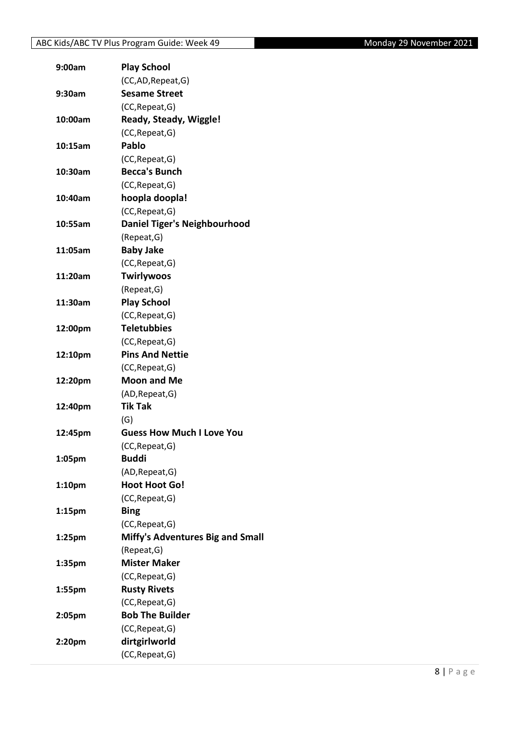| 9:00am | **Play School** |
|---|---|
| | (CC,AD,Repeat,G) |
| 9:30am | **Sesame Street** |
| | (CC,Repeat,G) |
| 10:00am | **Ready, Steady, Wiggle!** |
| | (CC,Repeat,G) |
| 10:15am | **Pablo** |
| | (CC,Repeat,G) |
| 10:30am | **Becca's Bunch** |
| | (CC,Repeat,G) |
| 10:40am | **hoopla doopla!** |
| | (CC,Repeat,G) |
| 10:55am | **Daniel Tiger's Neighbourhood** |
| | (Repeat,G) |
| 11:05am | **Baby Jake** |
| | (CC,Repeat,G) |
| 11:20am | **Twirlywoos** |
| | (Repeat,G) |
| 11:30am | **Play School** |
| | (CC,Repeat,G) |
| 12:00pm | **Teletubbies** |
| | (CC,Repeat,G) |
| 12:10pm | **Pins And Nettie** |
| | (CC,Repeat,G) |
| 12:20pm | **Moon and Me** |
| | (AD,Repeat,G) |
| 12:40pm | **Tik Tak** |
| | (G) |
| 12:45pm | **Guess How Much I Love You** |
| | (CC,Repeat,G) |
| 1:05pm | **Buddi** |
| | (AD,Repeat,G) |
| 1:10pm | **Hoot Hoot Go!** |
| | (CC,Repeat,G) |
| 1:15pm | **Bing** |
| | (CC,Repeat,G) |
| 1:25pm | **Miffy's Adventures Big and Small** |
| | (Repeat,G) |
| 1:35pm | **Mister Maker** |
| | (CC,Repeat,G) |
| 1:55pm | **Rusty Rivets** |
| | (CC,Repeat,G) |
| 2:05pm | **Bob The Builder** |
| | (CC,Repeat,G) |
| 2:20pm | **dirtgirlworld** |
| | (CC,Repeat,G) |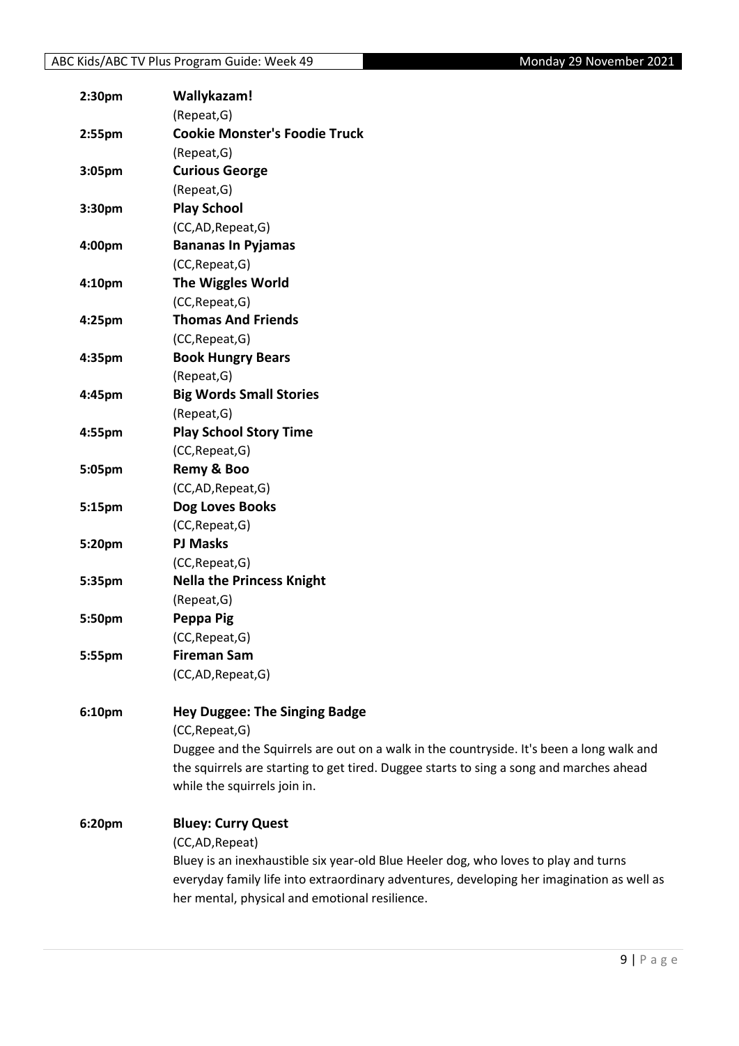**2:30pm** **Wallykazam!**
(Repeat,G)

**2:55pm** **Cookie Monster's Foodie Truck**
(Repeat,G)

**3:05pm** **Curious George**
(Repeat,G)

**3:30pm** **Play School**
(CC,AD,Repeat,G)

**4:00pm** **Bananas In Pyjamas**
(CC,Repeat,G)

**4:10pm** **The Wiggles World**
(CC,Repeat,G)

**4:25pm** **Thomas And Friends**
(CC,Repeat,G)

**4:35pm** **Book Hungry Bears**
(Repeat,G)

**4:45pm** **Big Words Small Stories**
(Repeat,G)

**4:55pm** **Play School Story Time**
(CC,Repeat,G)

**5:05pm** **Remy & Boo**
(CC,AD,Repeat,G)

**5:15pm** **Dog Loves Books**
(CC,Repeat,G)

**5:20pm** **PJ Masks**
(CC,Repeat,G)

**5:35pm** **Nella the Princess Knight**
(Repeat,G)

**5:50pm** **Peppa Pig**
(CC,Repeat,G)

**5:55pm** **Fireman Sam**
(CC,AD,Repeat,G)

**6:10pm** **Hey Duggee: The Singing Badge**
(CC,Repeat,G)
Duggee and the Squirrels are out on a walk in the countryside. It's been a long walk and the squirrels are starting to get tired. Duggee starts to sing a song and marches ahead while the squirrels join in.

**6:20pm** **Bluey: Curry Quest**
(CC,AD,Repeat)
Bluey is an inexhaustible six year-old Blue Heeler dog, who loves to play and turns everyday family life into extraordinary adventures, developing her imagination as well as her mental, physical and emotional resilience.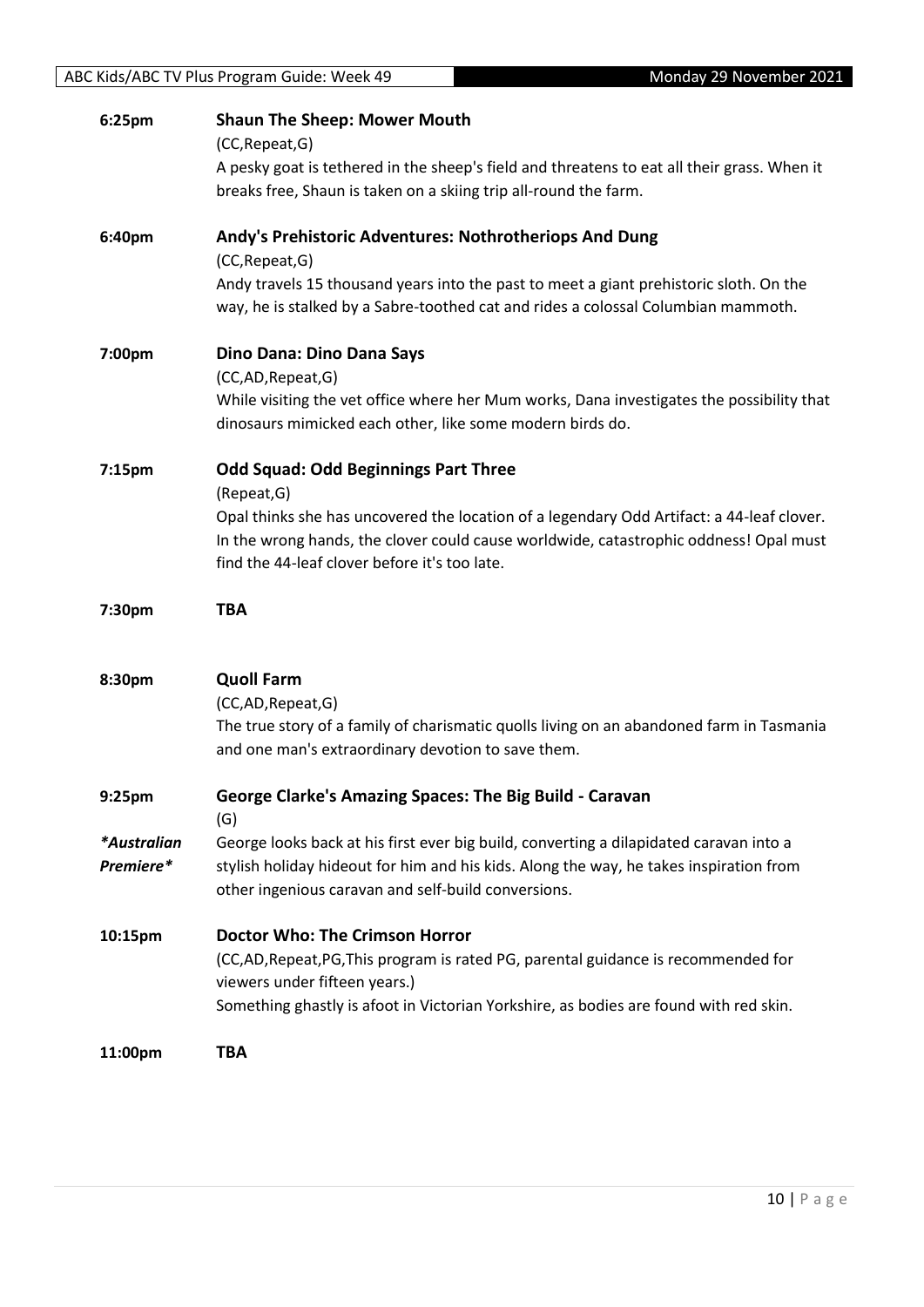**6:25pm** **Shaun The Sheep: Mower Mouth**
(CC,Repeat,G)
A pesky goat is tethered in the sheep's field and threatens to eat all their grass. When it breaks free, Shaun is taken on a skiing trip all-round the farm.

**6:40pm** **Andy's Prehistoric Adventures: Nothrotheriops And Dung**
(CC,Repeat,G)
Andy travels 15 thousand years into the past to meet a giant prehistoric sloth. On the way, he is stalked by a Sabre-toothed cat and rides a colossal Columbian mammoth.

**7:00pm** **Dino Dana: Dino Dana Says**
(CC,AD,Repeat,G)
While visiting the vet office where her Mum works, Dana investigates the possibility that dinosaurs mimicked each other, like some modern birds do.

**7:15pm** **Odd Squad: Odd Beginnings Part Three**
(Repeat,G)
Opal thinks she has uncovered the location of a legendary Odd Artifact: a 44-leaf clover. In the wrong hands, the clover could cause worldwide, catastrophic oddness! Opal must find the 44-leaf clover before it's too late.

**7:30pm** **TBA**

**8:30pm** **Quoll Farm**
(CC,AD,Repeat,G)
The true story of a family of charismatic quolls living on an abandoned farm in Tasmania and one man's extraordinary devotion to save them.

**9:25pm** **George Clarke's Amazing Spaces: The Big Build - Caravan**
(G)
*\*Australian Premiere\**
George looks back at his first ever big build, converting a dilapidated caravan into a stylish holiday hideout for him and his kids. Along the way, he takes inspiration from other ingenious caravan and self-build conversions.

**10:15pm** **Doctor Who: The Crimson Horror**
(CC,AD,Repeat,PG,This program is rated PG, parental guidance is recommended for viewers under fifteen years.)
Something ghastly is afoot in Victorian Yorkshire, as bodies are found with red skin.

**11:00pm** **TBA**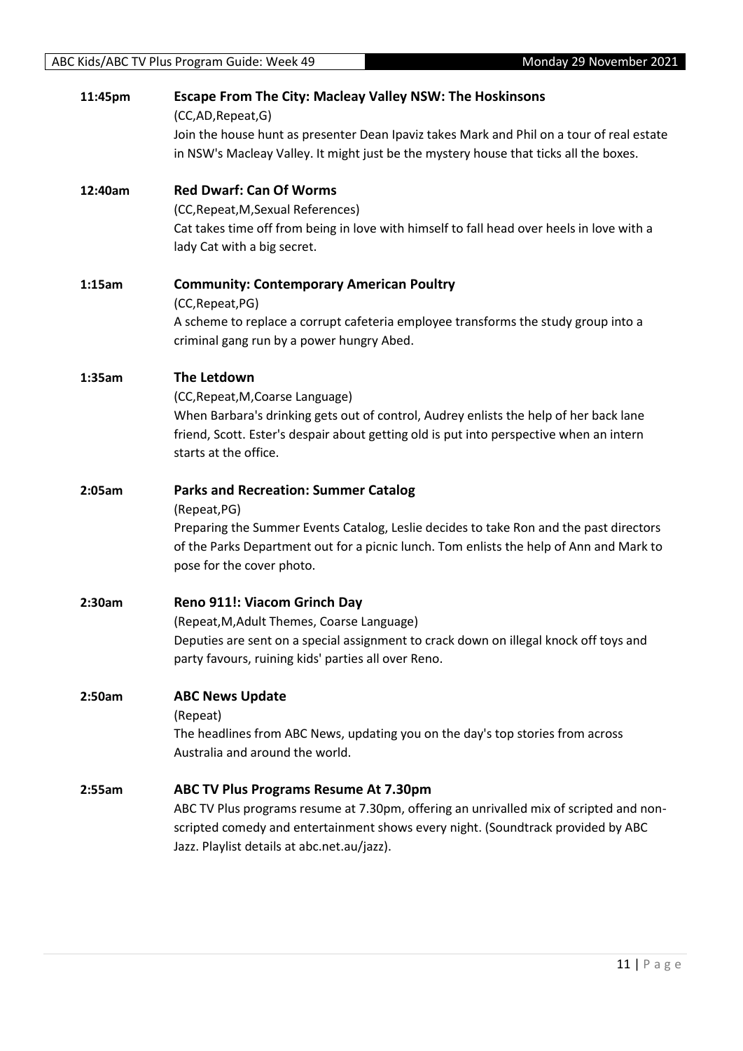**11:45pm** **Escape From The City: Macleay Valley NSW: The Hoskinsons**
(CC,AD,Repeat,G)
Join the house hunt as presenter Dean Ipaviz takes Mark and Phil on a tour of real estate in NSW's Macleay Valley. It might just be the mystery house that ticks all the boxes.

**12:40am** **Red Dwarf: Can Of Worms**
(CC,Repeat,M,Sexual References)
Cat takes time off from being in love with himself to fall head over heels in love with a lady Cat with a big secret.

**1:15am** **Community: Contemporary American Poultry**
(CC,Repeat,PG)
A scheme to replace a corrupt cafeteria employee transforms the study group into a criminal gang run by a power hungry Abed.

**1:35am** **The Letdown**
(CC,Repeat,M,Coarse Language)
When Barbara's drinking gets out of control, Audrey enlists the help of her back lane friend, Scott. Ester's despair about getting old is put into perspective when an intern starts at the office.

**2:05am** **Parks and Recreation: Summer Catalog**
(Repeat,PG)
Preparing the Summer Events Catalog, Leslie decides to take Ron and the past directors of the Parks Department out for a picnic lunch. Tom enlists the help of Ann and Mark to pose for the cover photo.

**2:30am** **Reno 911!: Viacom Grinch Day**
(Repeat,M,Adult Themes, Coarse Language)
Deputies are sent on a special assignment to crack down on illegal knock off toys and party favours, ruining kids' parties all over Reno.

**2:50am** **ABC News Update**
(Repeat)
The headlines from ABC News, updating you on the day's top stories from across Australia and around the world.

**2:55am** **ABC TV Plus Programs Resume At 7.30pm**
ABC TV Plus programs resume at 7.30pm, offering an unrivalled mix of scripted and non-scripted comedy and entertainment shows every night. (Soundtrack provided by ABC Jazz. Playlist details at abc.net.au/jazz).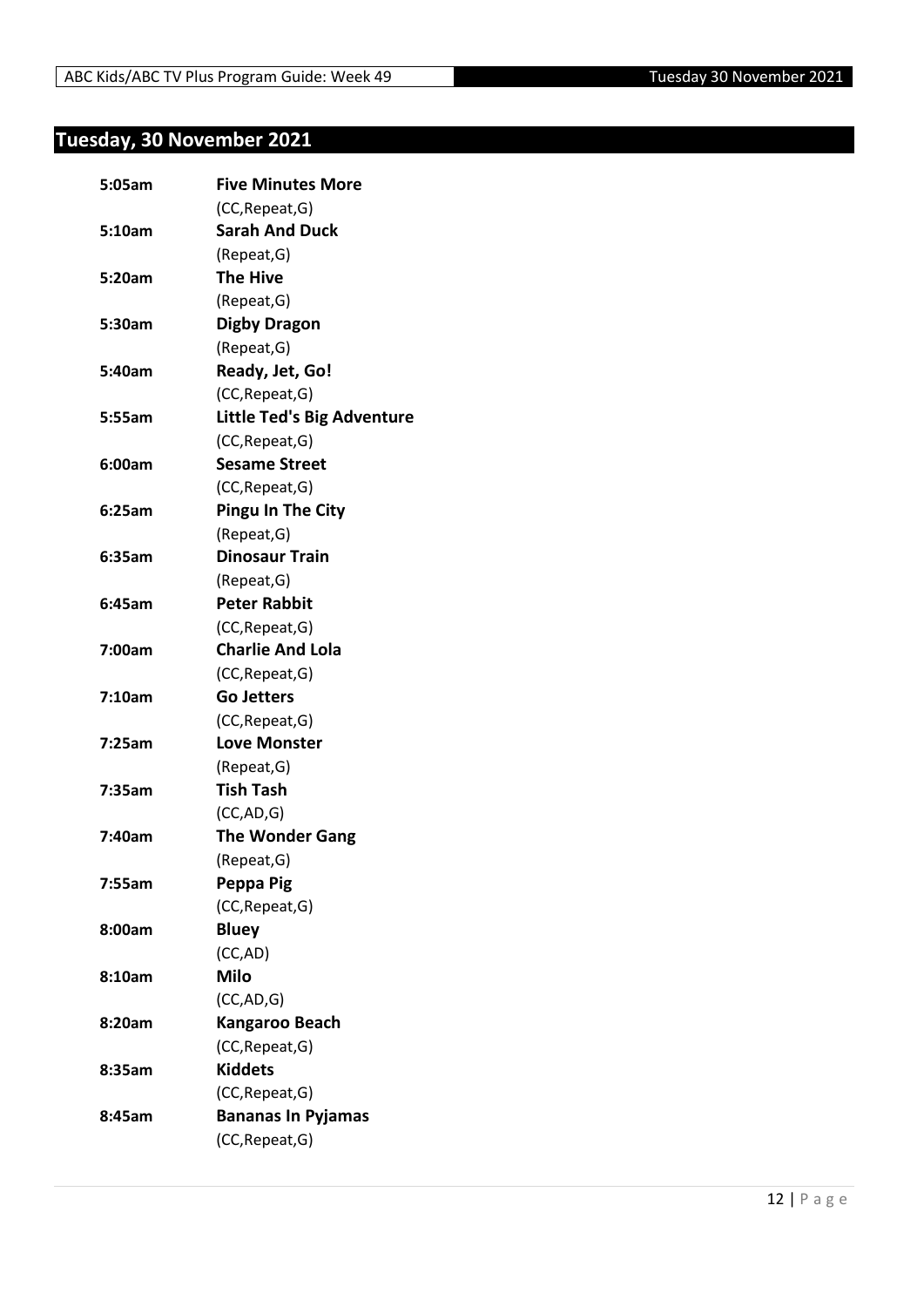## Tuesday, 30 November 2021

| | |
|---|---|
| **5:05am** | **Five Minutes More** |
| | (CC,Repeat,G) |
| **5:10am** | **Sarah And Duck** |
| | (Repeat,G) |
| **5:20am** | **The Hive** |
| | (Repeat,G) |
| **5:30am** | **Digby Dragon** |
| | (Repeat,G) |
| **5:40am** | **Ready, Jet, Go!** |
| | (CC,Repeat,G) |
| **5:55am** | **Little Ted's Big Adventure** |
| | (CC,Repeat,G) |
| **6:00am** | **Sesame Street** |
| | (CC,Repeat,G) |
| **6:25am** | **Pingu In The City** |
| | (Repeat,G) |
| **6:35am** | **Dinosaur Train** |
| | (Repeat,G) |
| **6:45am** | **Peter Rabbit** |
| | (CC,Repeat,G) |
| **7:00am** | **Charlie And Lola** |
| | (CC,Repeat,G) |
| **7:10am** | **Go Jetters** |
| | (CC,Repeat,G) |
| **7:25am** | **Love Monster** |
| | (Repeat,G) |
| **7:35am** | **Tish Tash** |
| | (CC,AD,G) |
| **7:40am** | **The Wonder Gang** |
| | (Repeat,G) |
| **7:55am** | **Peppa Pig** |
| | (CC,Repeat,G) |
| **8:00am** | **Bluey** |
| | (CC,AD) |
| **8:10am** | **Milo** |
| | (CC,AD,G) |
| **8:20am** | **Kangaroo Beach** |
| | (CC,Repeat,G) |
| **8:35am** | **Kiddets** |
| | (CC,Repeat,G) |
| **8:45am** | **Bananas In Pyjamas** |
| | (CC,Repeat,G) |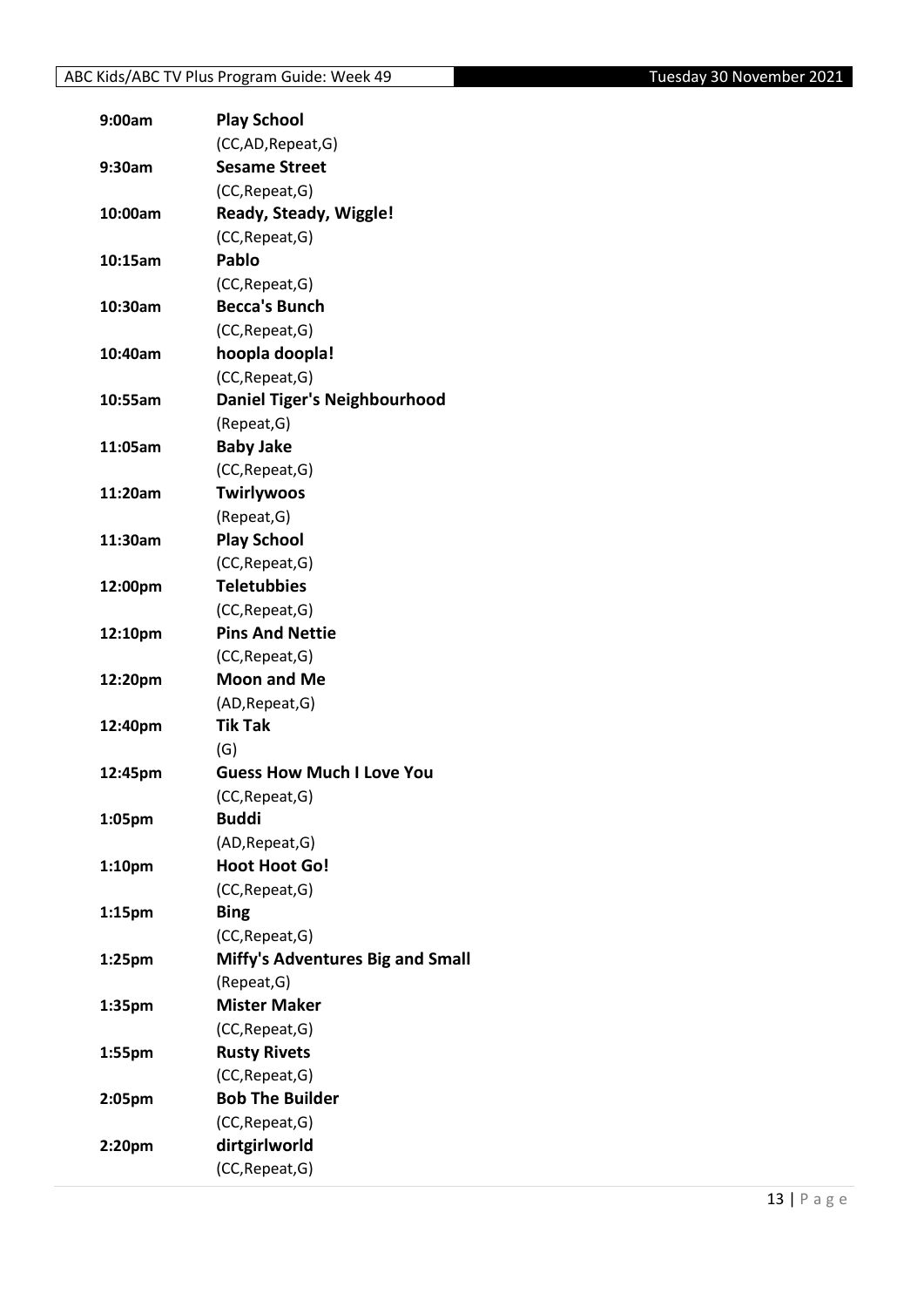| | |
|---|---|
| 9:00am | **Play School** |
| | (CC,AD,Repeat,G) |
| 9:30am | **Sesame Street** |
| | (CC,Repeat,G) |
| 10:00am | **Ready, Steady, Wiggle!** |
| | (CC,Repeat,G) |
| 10:15am | **Pablo** |
| | (CC,Repeat,G) |
| 10:30am | **Becca's Bunch** |
| | (CC,Repeat,G) |
| 10:40am | **hoopla doopla!** |
| | (CC,Repeat,G) |
| 10:55am | **Daniel Tiger's Neighbourhood** |
| | (Repeat,G) |
| 11:05am | **Baby Jake** |
| | (CC,Repeat,G) |
| 11:20am | **Twirlywoos** |
| | (Repeat,G) |
| 11:30am | **Play School** |
| | (CC,Repeat,G) |
| 12:00pm | **Teletubbies** |
| | (CC,Repeat,G) |
| 12:10pm | **Pins And Nettie** |
| | (CC,Repeat,G) |
| 12:20pm | **Moon and Me** |
| | (AD,Repeat,G) |
| 12:40pm | **Tik Tak** |
| | (G) |
| 12:45pm | **Guess How Much I Love You** |
| | (CC,Repeat,G) |
| 1:05pm | **Buddi** |
| | (AD,Repeat,G) |
| 1:10pm | **Hoot Hoot Go!** |
| | (CC,Repeat,G) |
| 1:15pm | **Bing** |
| | (CC,Repeat,G) |
| 1:25pm | **Miffy's Adventures Big and Small** |
| | (Repeat,G) |
| 1:35pm | **Mister Maker** |
| | (CC,Repeat,G) |
| 1:55pm | **Rusty Rivets** |
| | (CC,Repeat,G) |
| 2:05pm | **Bob The Builder** |
| | (CC,Repeat,G) |
| 2:20pm | **dirtgirlworld** |
| | (CC,Repeat,G) |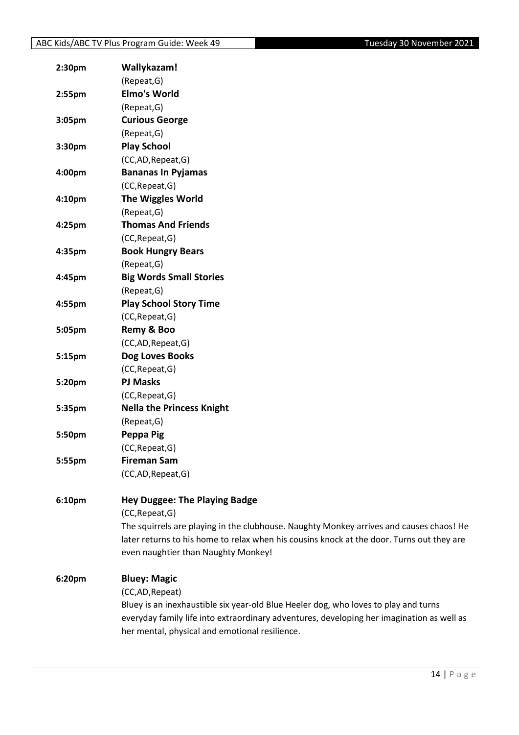| | |
|---|---|
| **2:30pm** | **Wallykazam!** |
| | (Repeat,G) |
| **2:55pm** | **Elmo's World** |
| | (Repeat,G) |
| **3:05pm** | **Curious George** |
| | (Repeat,G) |
| **3:30pm** | **Play School** |
| | (CC,AD,Repeat,G) |
| **4:00pm** | **Bananas In Pyjamas** |
| | (CC,Repeat,G) |
| **4:10pm** | **The Wiggles World** |
| | (Repeat,G) |
| **4:25pm** | **Thomas And Friends** |
| | (CC,Repeat,G) |
| **4:35pm** | **Book Hungry Bears** |
| | (Repeat,G) |
| **4:45pm** | **Big Words Small Stories** |
| | (Repeat,G) |
| **4:55pm** | **Play School Story Time** |
| | (CC,Repeat,G) |
| **5:05pm** | **Remy & Boo** |
| | (CC,AD,Repeat,G) |
| **5:15pm** | **Dog Loves Books** |
| | (CC,Repeat,G) |
| **5:20pm** | **PJ Masks** |
| | (CC,Repeat,G) |
| **5:35pm** | **Nella the Princess Knight** |
| | (Repeat,G) |
| **5:50pm** | **Peppa Pig** |
| | (CC,Repeat,G) |
| **5:55pm** | **Fireman Sam** |
| | (CC,AD,Repeat,G) |

**6:10pm** **Hey Duggee: The Playing Badge**

(CC,Repeat,G)

The squirrels are playing in the clubhouse. Naughty Monkey arrives and causes chaos! He later returns to his home to relax when his cousins knock at the door. Turns out they are even naughtier than Naughty Monkey!

**6:20pm** **Bluey: Magic**

(CC,AD,Repeat)

Bluey is an inexhaustible six year-old Blue Heeler dog, who loves to play and turns everyday family life into extraordinary adventures, developing her imagination as well as her mental, physical and emotional resilience.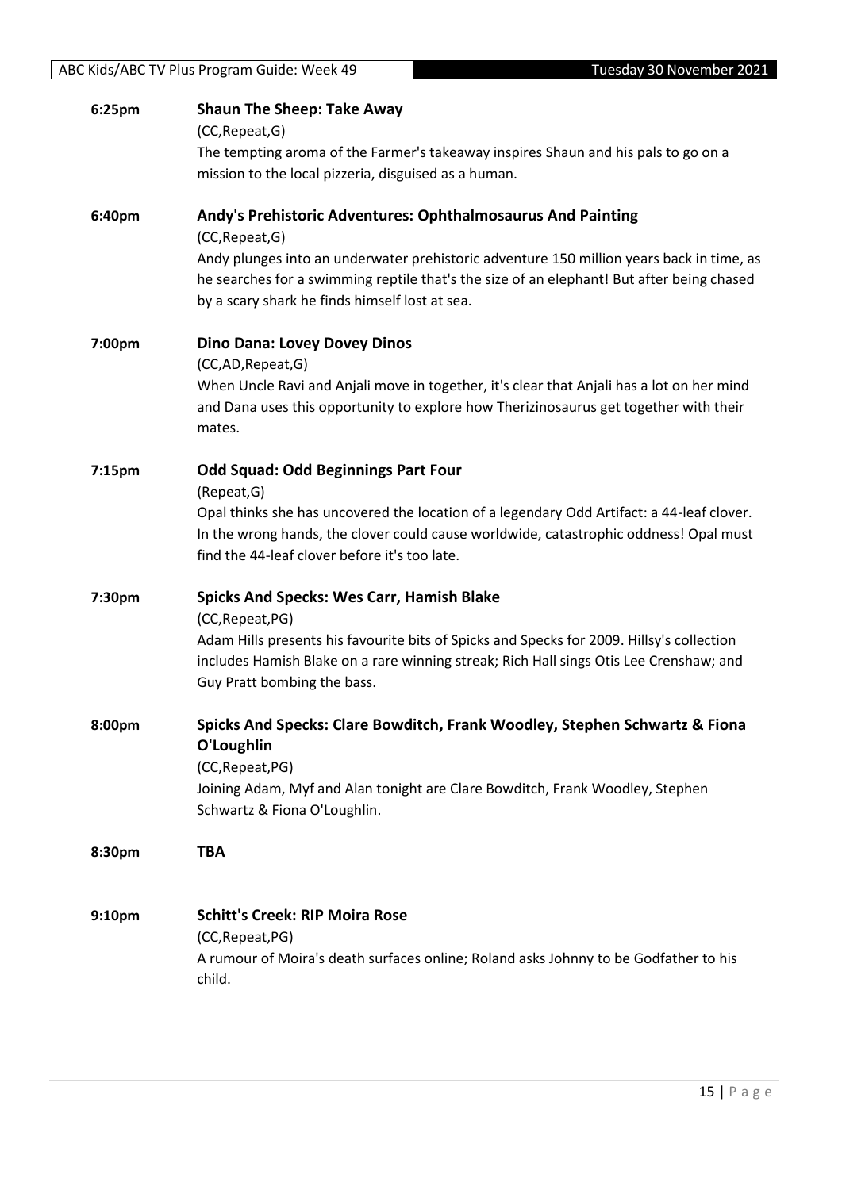**6:25pm** **Shaun The Sheep: Take Away**
(CC,Repeat,G)
The tempting aroma of the Farmer's takeaway inspires Shaun and his pals to go on a mission to the local pizzeria, disguised as a human.

**6:40pm** **Andy's Prehistoric Adventures: Ophthalmosaurus And Painting**
(CC,Repeat,G)
Andy plunges into an underwater prehistoric adventure 150 million years back in time, as he searches for a swimming reptile that's the size of an elephant! But after being chased by a scary shark he finds himself lost at sea.

**7:00pm** **Dino Dana: Lovey Dovey Dinos**
(CC,AD,Repeat,G)
When Uncle Ravi and Anjali move in together, it's clear that Anjali has a lot on her mind and Dana uses this opportunity to explore how Therizinosaurus get together with their mates.

**7:15pm** **Odd Squad: Odd Beginnings Part Four**
(Repeat,G)
Opal thinks she has uncovered the location of a legendary Odd Artifact: a 44-leaf clover. In the wrong hands, the clover could cause worldwide, catastrophic oddness! Opal must find the 44-leaf clover before it's too late.

**7:30pm** **Spicks And Specks: Wes Carr, Hamish Blake**
(CC,Repeat,PG)
Adam Hills presents his favourite bits of Spicks and Specks for 2009. Hillsy's collection includes Hamish Blake on a rare winning streak; Rich Hall sings Otis Lee Crenshaw; and Guy Pratt bombing the bass.

**8:00pm** **Spicks And Specks: Clare Bowditch, Frank Woodley, Stephen Schwartz & Fiona O'Loughlin**
(CC,Repeat,PG)
Joining Adam, Myf and Alan tonight are Clare Bowditch, Frank Woodley, Stephen Schwartz & Fiona O'Loughlin.

**8:30pm** **TBA**

**9:10pm** **Schitt's Creek: RIP Moira Rose**
(CC,Repeat,PG)
A rumour of Moira's death surfaces online; Roland asks Johnny to be Godfather to his child.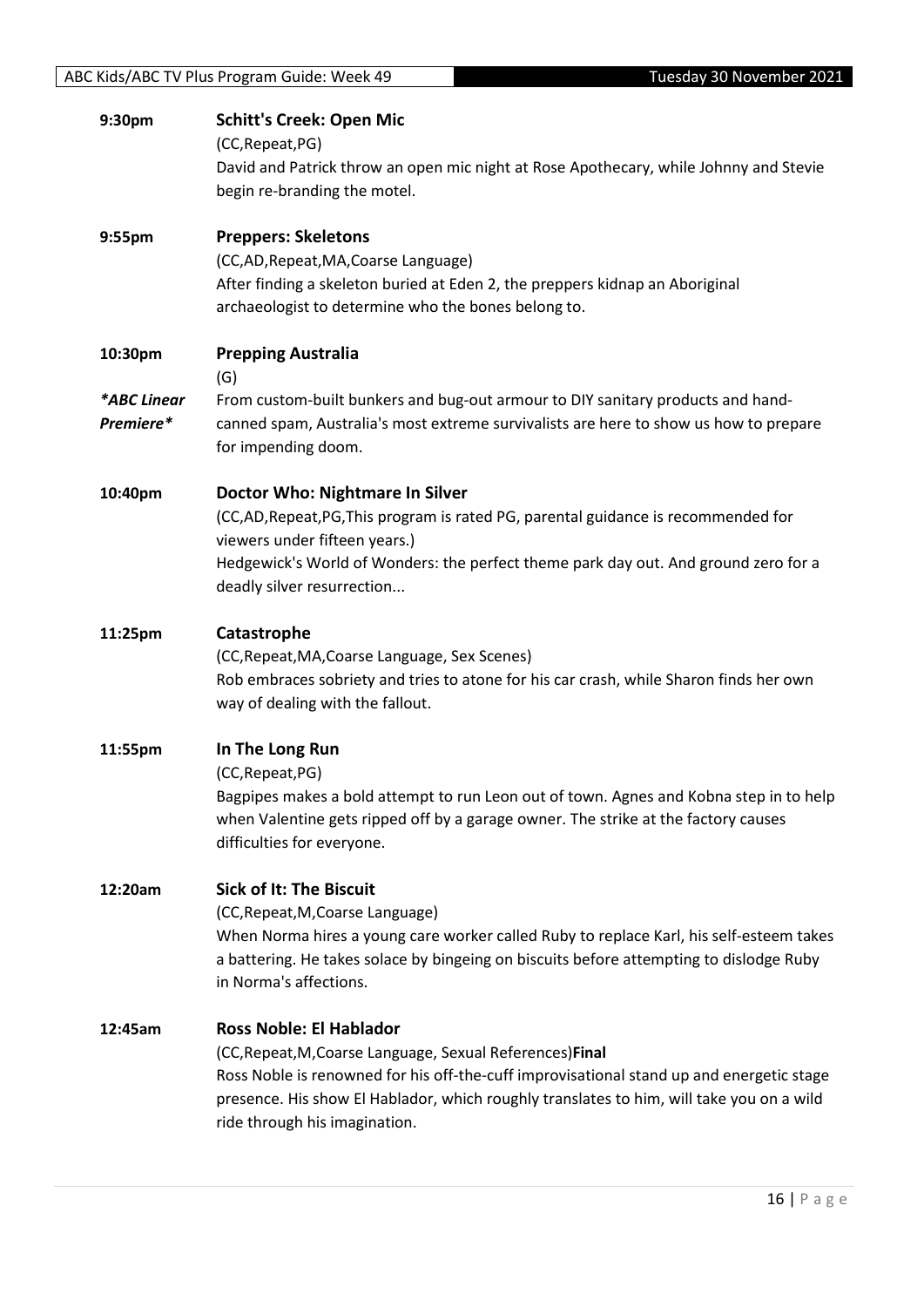**9:30pm** **Schitt's Creek: Open Mic**

(CC,Repeat,PG)

David and Patrick throw an open mic night at Rose Apothecary, while Johnny and Stevie begin re-branding the motel.

**9:55pm** **Preppers: Skeletons**

(CC,AD,Repeat,MA,Coarse Language)

After finding a skeleton buried at Eden 2, the preppers kidnap an Aboriginal archaeologist to determine who the bones belong to.

**10:30pm** **Prepping Australia**

(G)

***ABC Linear Premiere***

From custom-built bunkers and bug-out armour to DIY sanitary products and hand-canned spam, Australia's most extreme survivalists are here to show us how to prepare for impending doom.

**10:40pm** **Doctor Who: Nightmare In Silver**

(CC,AD,Repeat,PG,This program is rated PG, parental guidance is recommended for viewers under fifteen years.)

Hedgewick's World of Wonders: the perfect theme park day out. And ground zero for a deadly silver resurrection...

**11:25pm** **Catastrophe**

(CC,Repeat,MA,Coarse Language, Sex Scenes)

Rob embraces sobriety and tries to atone for his car crash, while Sharon finds her own way of dealing with the fallout.

**11:55pm** **In The Long Run**

(CC,Repeat,PG)

Bagpipes makes a bold attempt to run Leon out of town. Agnes and Kobna step in to help when Valentine gets ripped off by a garage owner. The strike at the factory causes difficulties for everyone.

**12:20am** **Sick of It: The Biscuit**

(CC,Repeat,M,Coarse Language)

When Norma hires a young care worker called Ruby to replace Karl, his self-esteem takes a battering. He takes solace by bingeing on biscuits before attempting to dislodge Ruby in Norma's affections.

**12:45am** **Ross Noble: El Hablador**

(CC,Repeat,M,Coarse Language, Sexual References)**Final**

Ross Noble is renowned for his off-the-cuff improvisational stand up and energetic stage presence. His show El Hablador, which roughly translates to him, will take you on a wild ride through his imagination.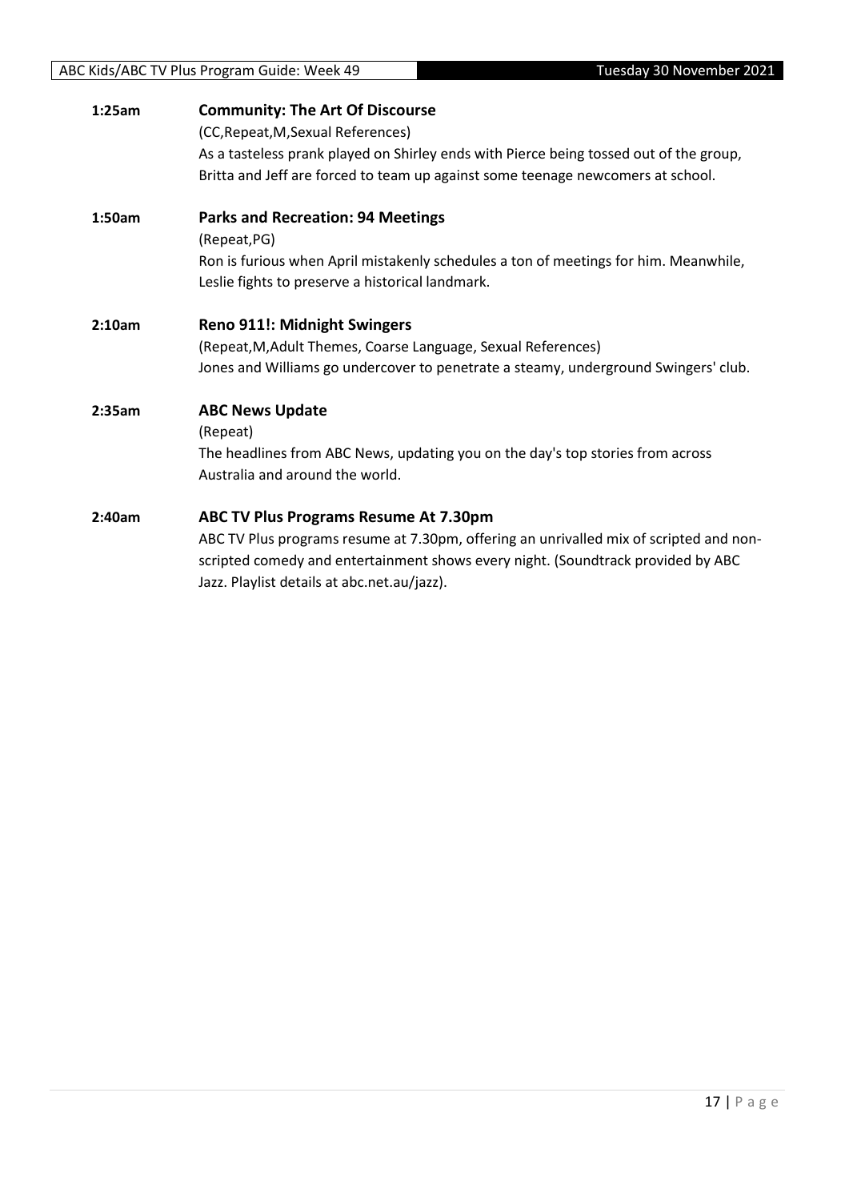**1:25am** **Community: The Art Of Discourse**

(CC,Repeat,M,Sexual References)

As a tasteless prank played on Shirley ends with Pierce being tossed out of the group, Britta and Jeff are forced to team up against some teenage newcomers at school.

**1:50am** **Parks and Recreation: 94 Meetings**

(Repeat,PG)

Ron is furious when April mistakenly schedules a ton of meetings for him. Meanwhile, Leslie fights to preserve a historical landmark.

**2:10am** **Reno 911!: Midnight Swingers**

(Repeat,M,Adult Themes, Coarse Language, Sexual References)

Jones and Williams go undercover to penetrate a steamy, underground Swingers' club.

**2:35am** **ABC News Update**

(Repeat)

The headlines from ABC News, updating you on the day's top stories from across Australia and around the world.

**2:40am** **ABC TV Plus Programs Resume At 7.30pm**

ABC TV Plus programs resume at 7.30pm, offering an unrivalled mix of scripted and non-scripted comedy and entertainment shows every night. (Soundtrack provided by ABC Jazz. Playlist details at abc.net.au/jazz).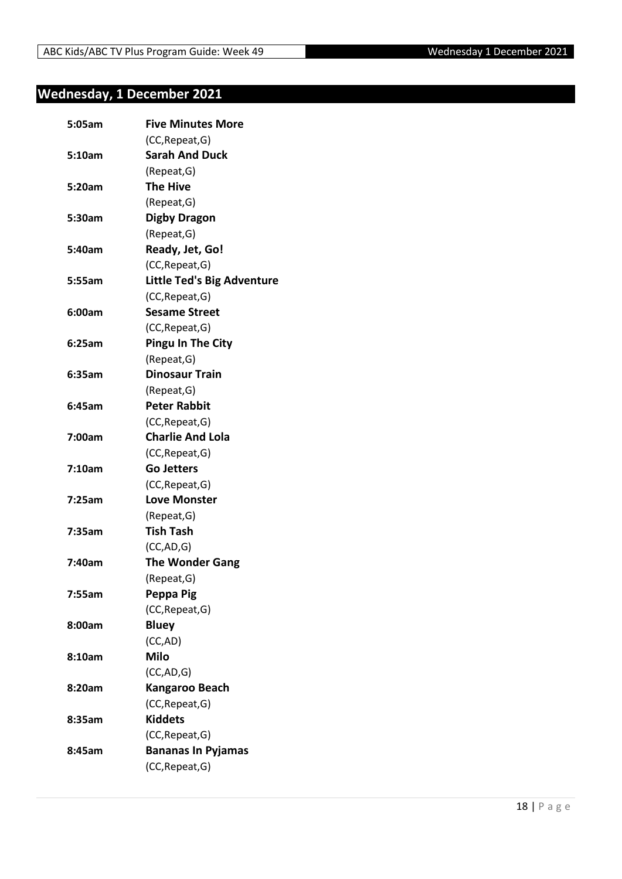## Wednesday, 1 December 2021

| | |
|---|---|
| **5:05am** | **Five Minutes More** |
| | (CC,Repeat,G) |
| **5:10am** | **Sarah And Duck** |
| | (Repeat,G) |
| **5:20am** | **The Hive** |
| | (Repeat,G) |
| **5:30am** | **Digby Dragon** |
| | (Repeat,G) |
| **5:40am** | **Ready, Jet, Go!** |
| | (CC,Repeat,G) |
| **5:55am** | **Little Ted's Big Adventure** |
| | (CC,Repeat,G) |
| **6:00am** | **Sesame Street** |
| | (CC,Repeat,G) |
| **6:25am** | **Pingu In The City** |
| | (Repeat,G) |
| **6:35am** | **Dinosaur Train** |
| | (Repeat,G) |
| **6:45am** | **Peter Rabbit** |
| | (CC,Repeat,G) |
| **7:00am** | **Charlie And Lola** |
| | (CC,Repeat,G) |
| **7:10am** | **Go Jetters** |
| | (CC,Repeat,G) |
| **7:25am** | **Love Monster** |
| | (Repeat,G) |
| **7:35am** | **Tish Tash** |
| | (CC,AD,G) |
| **7:40am** | **The Wonder Gang** |
| | (Repeat,G) |
| **7:55am** | **Peppa Pig** |
| | (CC,Repeat,G) |
| **8:00am** | **Bluey** |
| | (CC,AD) |
| **8:10am** | **Milo** |
| | (CC,AD,G) |
| **8:20am** | **Kangaroo Beach** |
| | (CC,Repeat,G) |
| **8:35am** | **Kiddets** |
| | (CC,Repeat,G) |
| **8:45am** | **Bananas In Pyjamas** |
| | (CC,Repeat,G) |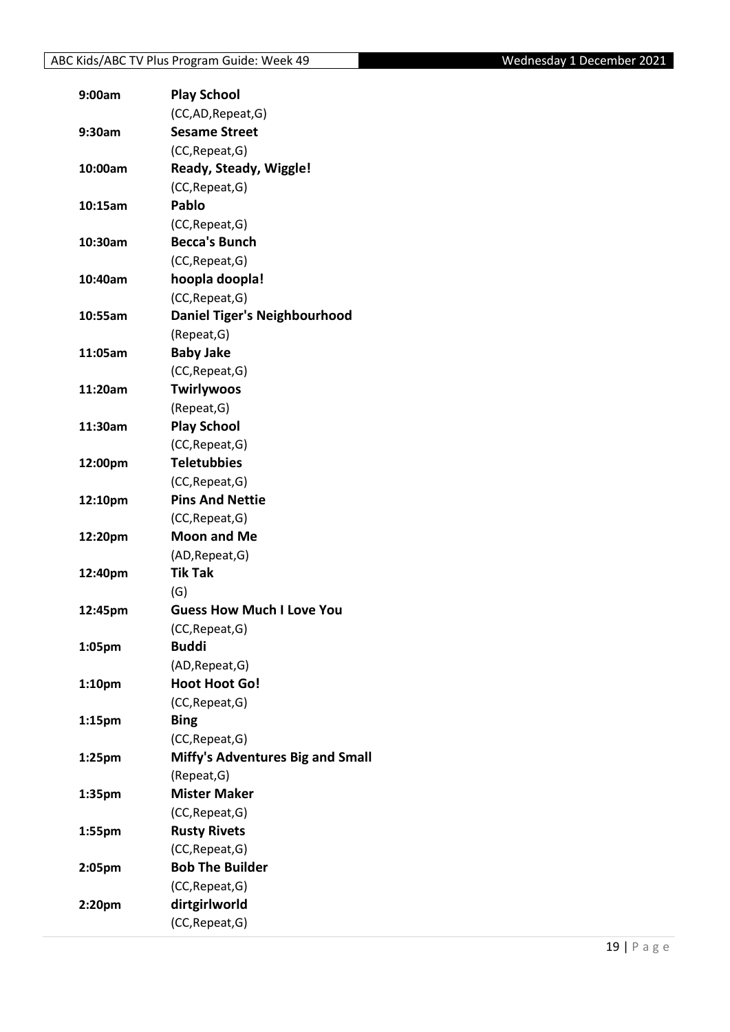| | |
|---|---|
| **9:00am** | **Play School** |
| | (CC,AD,Repeat,G) |
| **9:30am** | **Sesame Street** |
| | (CC,Repeat,G) |
| **10:00am** | **Ready, Steady, Wiggle!** |
| | (CC,Repeat,G) |
| **10:15am** | **Pablo** |
| | (CC,Repeat,G) |
| **10:30am** | **Becca's Bunch** |
| | (CC,Repeat,G) |
| **10:40am** | **hoopla doopla!** |
| | (CC,Repeat,G) |
| **10:55am** | **Daniel Tiger's Neighbourhood** |
| | (Repeat,G) |
| **11:05am** | **Baby Jake** |
| | (CC,Repeat,G) |
| **11:20am** | **Twirlywoos** |
| | (Repeat,G) |
| **11:30am** | **Play School** |
| | (CC,Repeat,G) |
| **12:00pm** | **Teletubbies** |
| | (CC,Repeat,G) |
| **12:10pm** | **Pins And Nettie** |
| | (CC,Repeat,G) |
| **12:20pm** | **Moon and Me** |
| | (AD,Repeat,G) |
| **12:40pm** | **Tik Tak** |
| | (G) |
| **12:45pm** | **Guess How Much I Love You** |
| | (CC,Repeat,G) |
| **1:05pm** | **Buddi** |
| | (AD,Repeat,G) |
| **1:10pm** | **Hoot Hoot Go!** |
| | (CC,Repeat,G) |
| **1:15pm** | **Bing** |
| | (CC,Repeat,G) |
| **1:25pm** | **Miffy's Adventures Big and Small** |
| | (Repeat,G) |
| **1:35pm** | **Mister Maker** |
| | (CC,Repeat,G) |
| **1:55pm** | **Rusty Rivets** |
| | (CC,Repeat,G) |
| **2:05pm** | **Bob The Builder** |
| | (CC,Repeat,G) |
| **2:20pm** | **dirtgirlworld** |
| | (CC,Repeat,G) |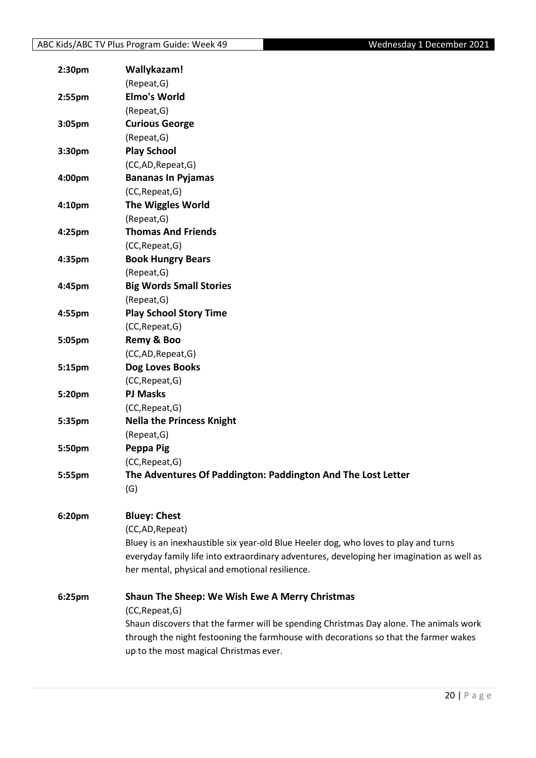**2:30pm** **Wallykazam!**
(Repeat,G)

**2:55pm** **Elmo's World**
(Repeat,G)

**3:05pm** **Curious George**
(Repeat,G)

**3:30pm** **Play School**
(CC,AD,Repeat,G)

**4:00pm** **Bananas In Pyjamas**
(CC,Repeat,G)

**4:10pm** **The Wiggles World**
(Repeat,G)

**4:25pm** **Thomas And Friends**
(CC,Repeat,G)

**4:35pm** **Book Hungry Bears**
(Repeat,G)

**4:45pm** **Big Words Small Stories**
(Repeat,G)

**4:55pm** **Play School Story Time**
(CC,Repeat,G)

**5:05pm** **Remy & Boo**
(CC,AD,Repeat,G)

**5:15pm** **Dog Loves Books**
(CC,Repeat,G)

**5:20pm** **PJ Masks**
(CC,Repeat,G)

**5:35pm** **Nella the Princess Knight**
(Repeat,G)

**5:50pm** **Peppa Pig**
(CC,Repeat,G)

**5:55pm** **The Adventures Of Paddington: Paddington And The Lost Letter**
(G)

**6:20pm** **Bluey: Chest**
(CC,AD,Repeat)
Bluey is an inexhaustible six year-old Blue Heeler dog, who loves to play and turns everyday family life into extraordinary adventures, developing her imagination as well as her mental, physical and emotional resilience.

**6:25pm** **Shaun The Sheep: We Wish Ewe A Merry Christmas**
(CC,Repeat,G)
Shaun discovers that the farmer will be spending Christmas Day alone. The animals work through the night festooning the farmhouse with decorations so that the farmer wakes up to the most magical Christmas ever.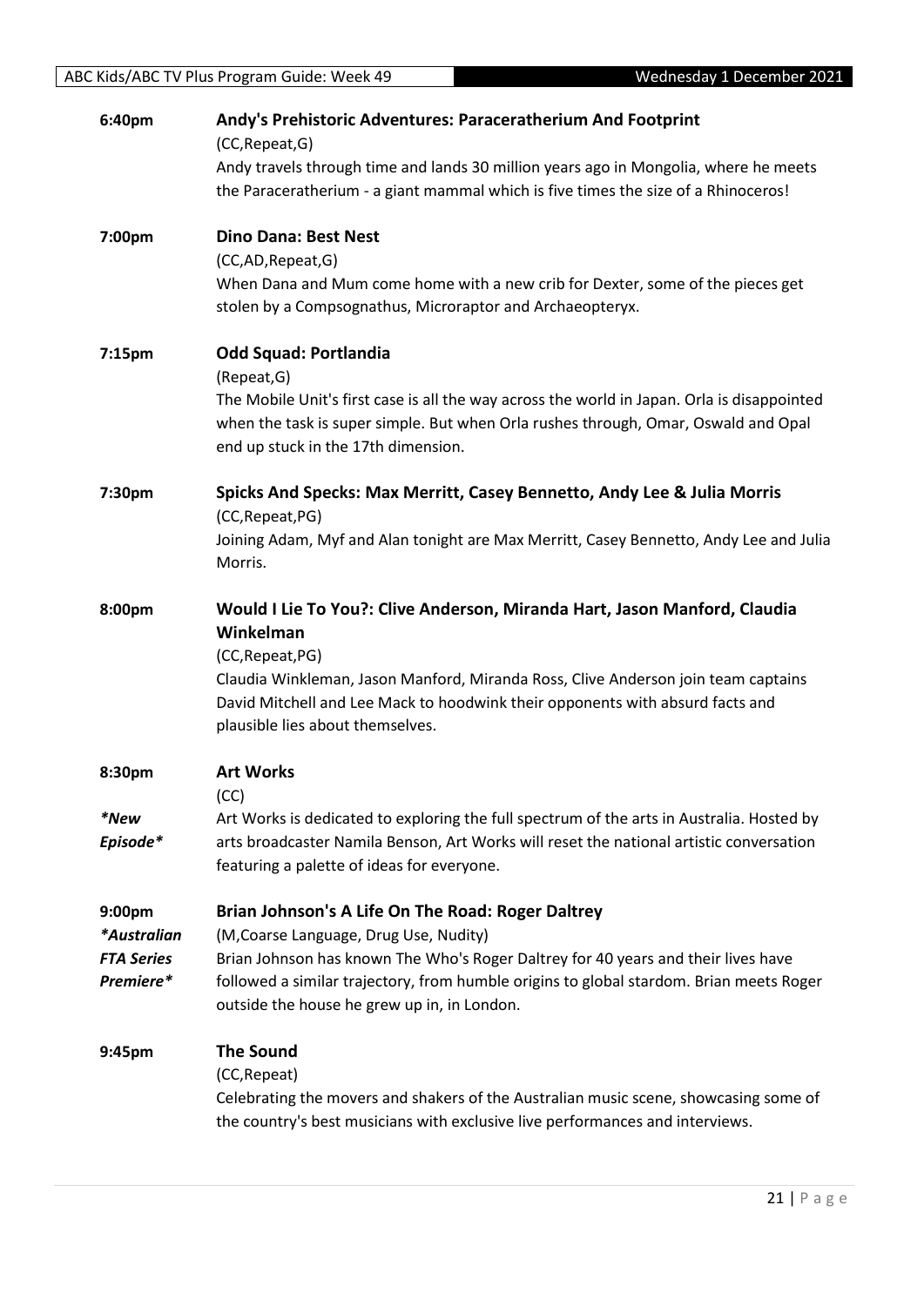**6:40pm** **Andy's Prehistoric Adventures: Paraceratherium And Footprint**
(CC,Repeat,G)
Andy travels through time and lands 30 million years ago in Mongolia, where he meets the Paraceratherium - a giant mammal which is five times the size of a Rhinoceros!

**7:00pm** **Dino Dana: Best Nest**
(CC,AD,Repeat,G)
When Dana and Mum come home with a new crib for Dexter, some of the pieces get stolen by a Compsognathus, Microraptor and Archaeopteryx.

**7:15pm** **Odd Squad: Portlandia**
(Repeat,G)
The Mobile Unit's first case is all the way across the world in Japan. Orla is disappointed when the task is super simple. But when Orla rushes through, Omar, Oswald and Opal end up stuck in the 17th dimension.

**7:30pm** **Spicks And Specks: Max Merritt, Casey Bennetto, Andy Lee & Julia Morris**
(CC,Repeat,PG)
Joining Adam, Myf and Alan tonight are Max Merritt, Casey Bennetto, Andy Lee and Julia Morris.

**8:00pm** **Would I Lie To You?: Clive Anderson, Miranda Hart, Jason Manford, Claudia Winkelman**
(CC,Repeat,PG)
Claudia Winkleman, Jason Manford, Miranda Ross, Clive Anderson join team captains David Mitchell and Lee Mack to hoodwink their opponents with absurd facts and plausible lies about themselves.

**8:30pm** **Art Works**
*\*New Episode\**
(CC)
Art Works is dedicated to exploring the full spectrum of the arts in Australia. Hosted by arts broadcaster Namila Benson, Art Works will reset the national artistic conversation featuring a palette of ideas for everyone.

**9:00pm** **Brian Johnson's A Life On The Road: Roger Daltrey**
*\*Australian FTA Series Premiere\**
(M,Coarse Language, Drug Use, Nudity)
Brian Johnson has known The Who's Roger Daltrey for 40 years and their lives have followed a similar trajectory, from humble origins to global stardom. Brian meets Roger outside the house he grew up in, in London.

**9:45pm** **The Sound**
(CC,Repeat)
Celebrating the movers and shakers of the Australian music scene, showcasing some of the country's best musicians with exclusive live performances and interviews.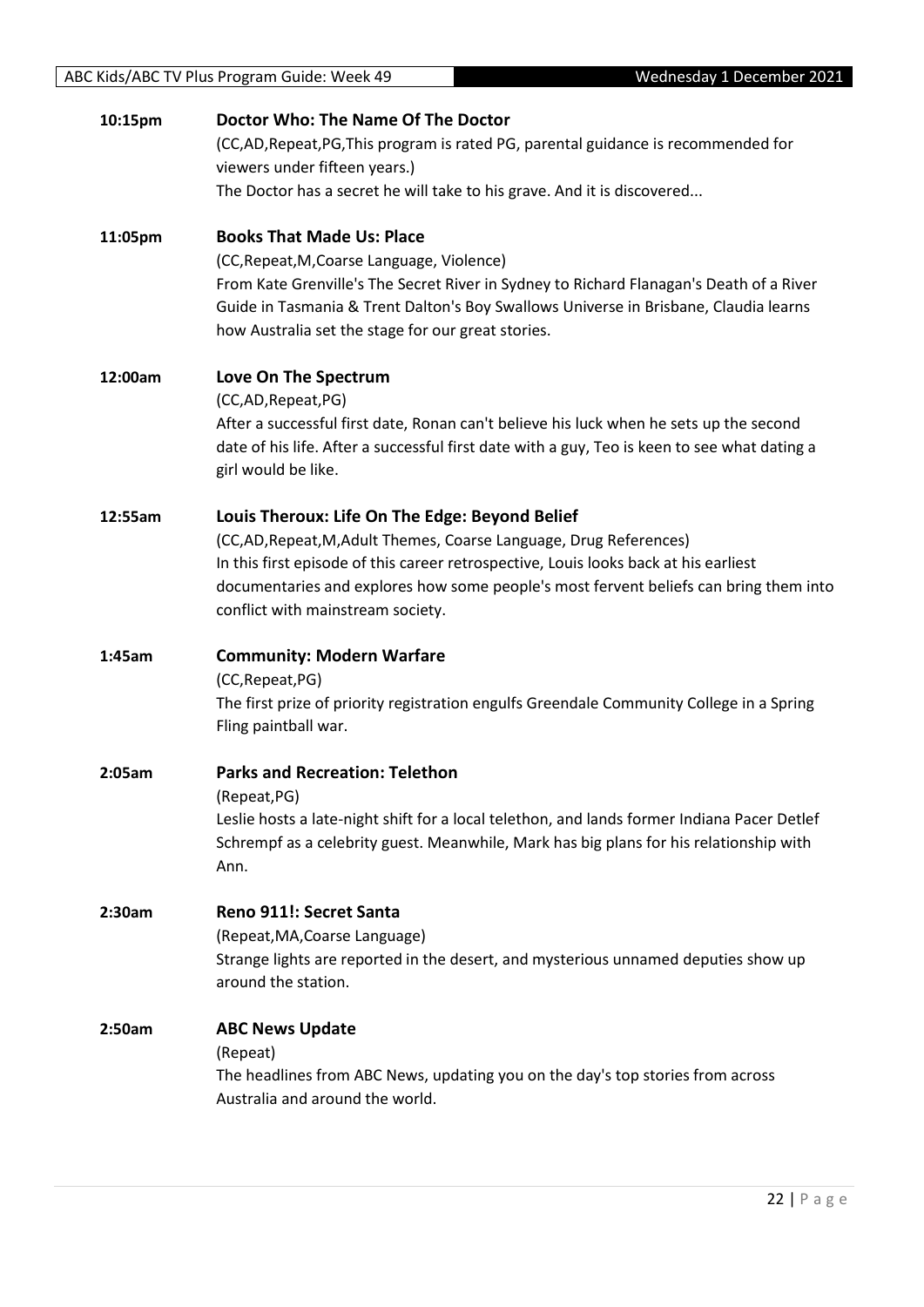**10:15pm** **Doctor Who: The Name Of The Doctor**

(CC,AD,Repeat,PG,This program is rated PG, parental guidance is recommended for viewers under fifteen years.)

The Doctor has a secret he will take to his grave. And it is discovered...

**11:05pm** **Books That Made Us: Place**

(CC,Repeat,M,Coarse Language, Violence)

From Kate Grenville's The Secret River in Sydney to Richard Flanagan's Death of a River Guide in Tasmania & Trent Dalton's Boy Swallows Universe in Brisbane, Claudia learns how Australia set the stage for our great stories.

**12:00am** **Love On The Spectrum**

(CC,AD,Repeat,PG)

After a successful first date, Ronan can't believe his luck when he sets up the second date of his life. After a successful first date with a guy, Teo is keen to see what dating a girl would be like.

**12:55am** **Louis Theroux: Life On The Edge: Beyond Belief**

(CC,AD,Repeat,M,Adult Themes, Coarse Language, Drug References)

In this first episode of this career retrospective, Louis looks back at his earliest documentaries and explores how some people's most fervent beliefs can bring them into conflict with mainstream society.

**1:45am** **Community: Modern Warfare**

(CC,Repeat,PG)

The first prize of priority registration engulfs Greendale Community College in a Spring Fling paintball war.

**2:05am** **Parks and Recreation: Telethon**

(Repeat,PG)

Leslie hosts a late-night shift for a local telethon, and lands former Indiana Pacer Detlef Schrempf as a celebrity guest. Meanwhile, Mark has big plans for his relationship with Ann.

**2:30am** **Reno 911!: Secret Santa**

(Repeat,MA,Coarse Language)

Strange lights are reported in the desert, and mysterious unnamed deputies show up around the station.

**2:50am** **ABC News Update**

(Repeat)

The headlines from ABC News, updating you on the day's top stories from across Australia and around the world.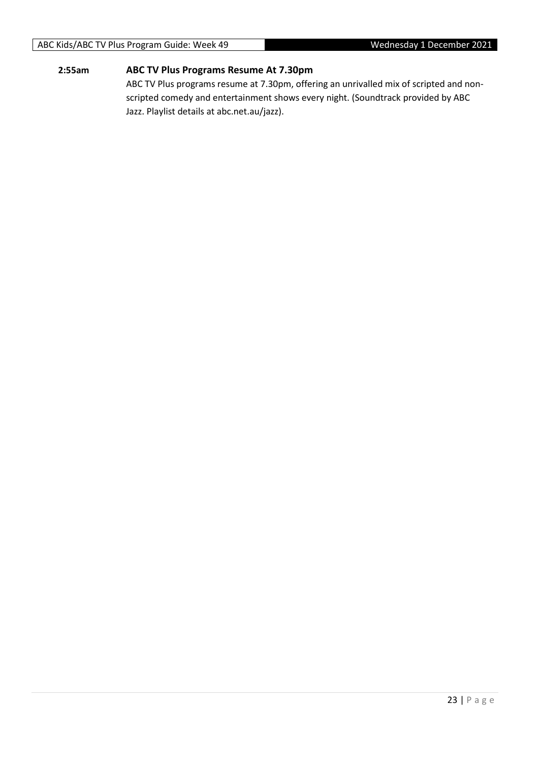**2:55am** **ABC TV Plus Programs Resume At 7.30pm**

ABC TV Plus programs resume at 7.30pm, offering an unrivalled mix of scripted and non-scripted comedy and entertainment shows every night. (Soundtrack provided by ABC Jazz. Playlist details at abc.net.au/jazz).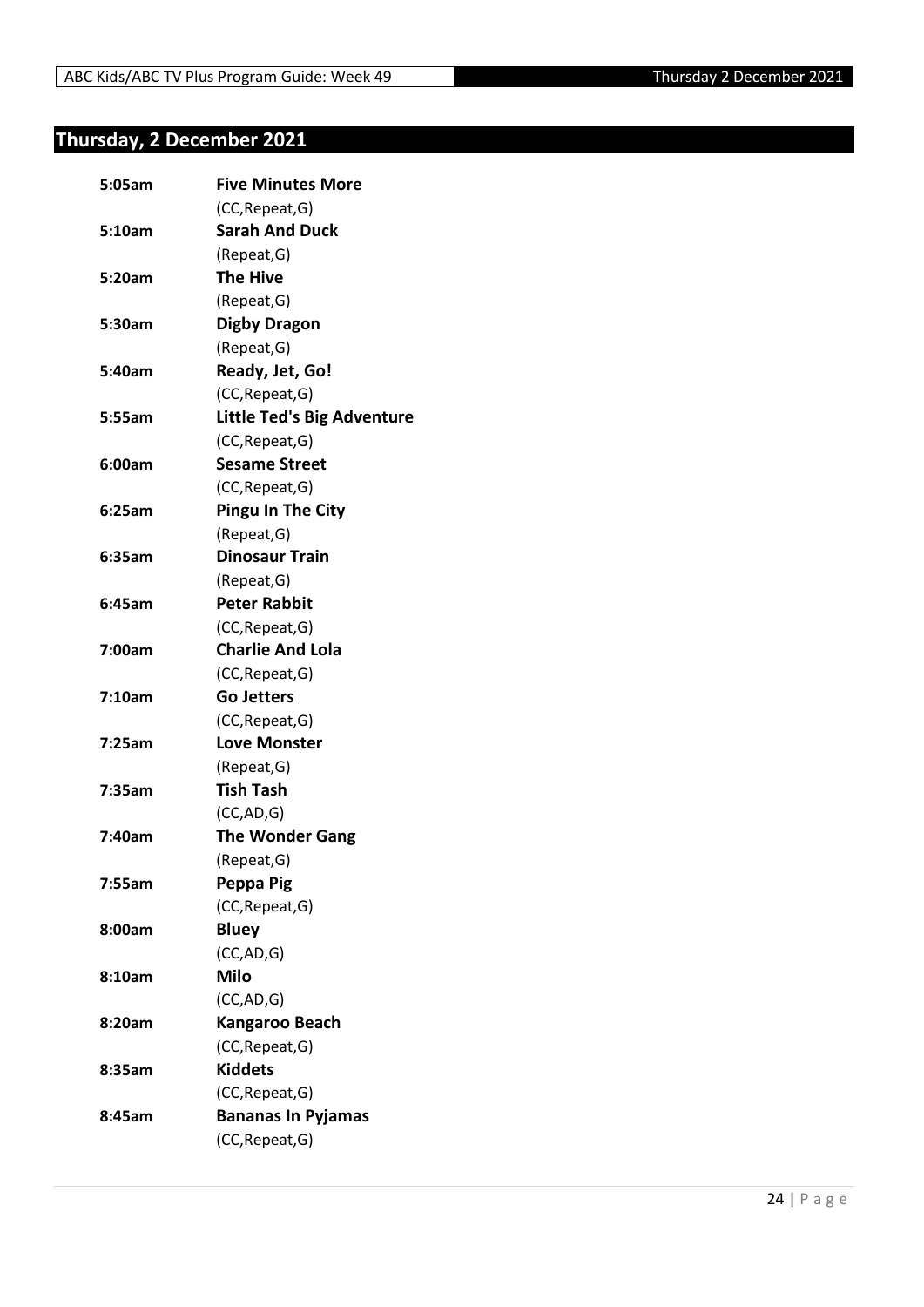## Thursday, 2 December 2021

| | |
|---|---|
| **5:05am** | **Five Minutes More** |
| | (CC,Repeat,G) |
| **5:10am** | **Sarah And Duck** |
| | (Repeat,G) |
| **5:20am** | **The Hive** |
| | (Repeat,G) |
| **5:30am** | **Digby Dragon** |
| | (Repeat,G) |
| **5:40am** | **Ready, Jet, Go!** |
| | (CC,Repeat,G) |
| **5:55am** | **Little Ted's Big Adventure** |
| | (CC,Repeat,G) |
| **6:00am** | **Sesame Street** |
| | (CC,Repeat,G) |
| **6:25am** | **Pingu In The City** |
| | (Repeat,G) |
| **6:35am** | **Dinosaur Train** |
| | (Repeat,G) |
| **6:45am** | **Peter Rabbit** |
| | (CC,Repeat,G) |
| **7:00am** | **Charlie And Lola** |
| | (CC,Repeat,G) |
| **7:10am** | **Go Jetters** |
| | (CC,Repeat,G) |
| **7:25am** | **Love Monster** |
| | (Repeat,G) |
| **7:35am** | **Tish Tash** |
| | (CC,AD,G) |
| **7:40am** | **The Wonder Gang** |
| | (Repeat,G) |
| **7:55am** | **Peppa Pig** |
| | (CC,Repeat,G) |
| **8:00am** | **Bluey** |
| | (CC,AD,G) |
| **8:10am** | **Milo** |
| | (CC,AD,G) |
| **8:20am** | **Kangaroo Beach** |
| | (CC,Repeat,G) |
| **8:35am** | **Kiddets** |
| | (CC,Repeat,G) |
| **8:45am** | **Bananas In Pyjamas** |
| | (CC,Repeat,G) |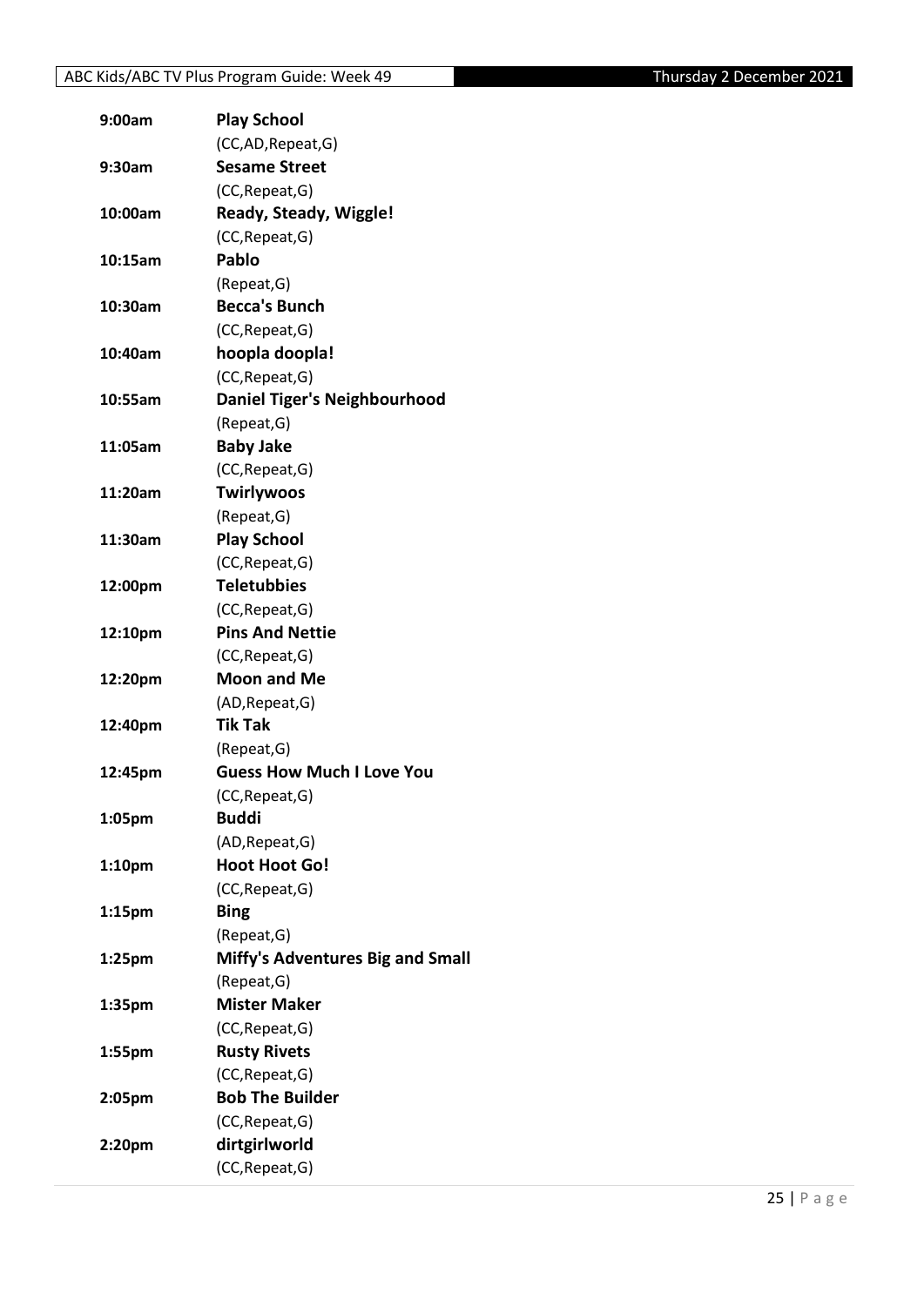| | |
|---|---|
| 9:00am | **Play School** |
| | (CC,AD,Repeat,G) |
| 9:30am | **Sesame Street** |
| | (CC,Repeat,G) |
| 10:00am | **Ready, Steady, Wiggle!** |
| | (CC,Repeat,G) |
| 10:15am | **Pablo** |
| | (Repeat,G) |
| 10:30am | **Becca's Bunch** |
| | (CC,Repeat,G) |
| 10:40am | **hoopla doopla!** |
| | (CC,Repeat,G) |
| 10:55am | **Daniel Tiger's Neighbourhood** |
| | (Repeat,G) |
| 11:05am | **Baby Jake** |
| | (CC,Repeat,G) |
| 11:20am | **Twirlywoos** |
| | (Repeat,G) |
| 11:30am | **Play School** |
| | (CC,Repeat,G) |
| 12:00pm | **Teletubbies** |
| | (CC,Repeat,G) |
| 12:10pm | **Pins And Nettie** |
| | (CC,Repeat,G) |
| 12:20pm | **Moon and Me** |
| | (AD,Repeat,G) |
| 12:40pm | **Tik Tak** |
| | (Repeat,G) |
| 12:45pm | **Guess How Much I Love You** |
| | (CC,Repeat,G) |
| 1:05pm | **Buddi** |
| | (AD,Repeat,G) |
| 1:10pm | **Hoot Hoot Go!** |
| | (CC,Repeat,G) |
| 1:15pm | **Bing** |
| | (Repeat,G) |
| 1:25pm | **Miffy's Adventures Big and Small** |
| | (Repeat,G) |
| 1:35pm | **Mister Maker** |
| | (CC,Repeat,G) |
| 1:55pm | **Rusty Rivets** |
| | (CC,Repeat,G) |
| 2:05pm | **Bob The Builder** |
| | (CC,Repeat,G) |
| 2:20pm | **dirtgirlworld** |
| | (CC,Repeat,G) |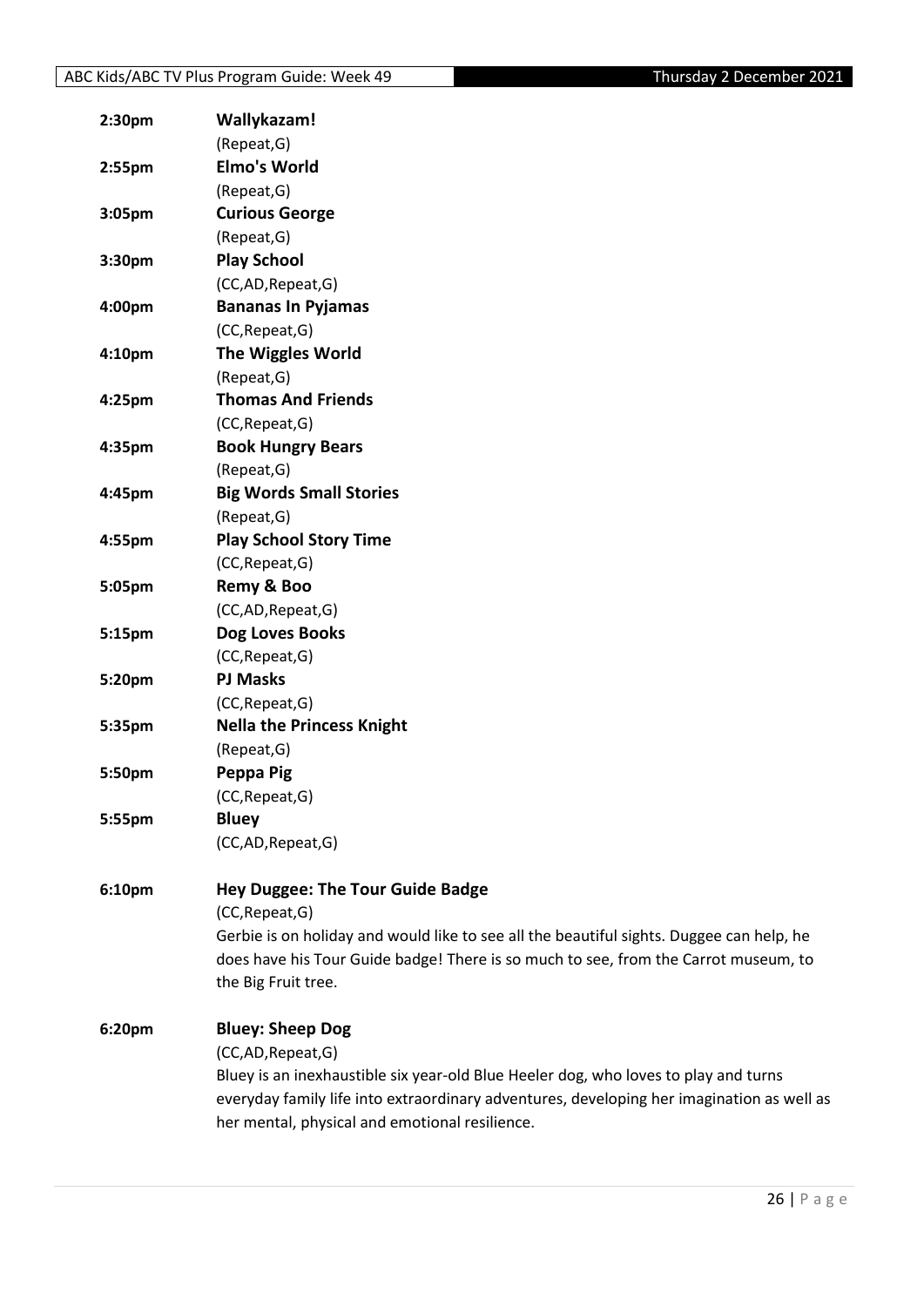**2:30pm** **Wallykazam!**
(Repeat,G)

**2:55pm** **Elmo's World**
(Repeat,G)

**3:05pm** **Curious George**
(Repeat,G)

**3:30pm** **Play School**
(CC,AD,Repeat,G)

**4:00pm** **Bananas In Pyjamas**
(CC,Repeat,G)

**4:10pm** **The Wiggles World**
(Repeat,G)

**4:25pm** **Thomas And Friends**
(CC,Repeat,G)

**4:35pm** **Book Hungry Bears**
(Repeat,G)

**4:45pm** **Big Words Small Stories**
(Repeat,G)

**4:55pm** **Play School Story Time**
(CC,Repeat,G)

**5:05pm** **Remy & Boo**
(CC,AD,Repeat,G)

**5:15pm** **Dog Loves Books**
(CC,Repeat,G)

**5:20pm** **PJ Masks**
(CC,Repeat,G)

**5:35pm** **Nella the Princess Knight**
(Repeat,G)

**5:50pm** **Peppa Pig**
(CC,Repeat,G)

**5:55pm** **Bluey**
(CC,AD,Repeat,G)

**6:10pm** **Hey Duggee: The Tour Guide Badge**
(CC,Repeat,G)
Gerbie is on holiday and would like to see all the beautiful sights. Duggee can help, he does have his Tour Guide badge! There is so much to see, from the Carrot museum, to the Big Fruit tree.

**6:20pm** **Bluey: Sheep Dog**
(CC,AD,Repeat,G)
Bluey is an inexhaustible six year-old Blue Heeler dog, who loves to play and turns everyday family life into extraordinary adventures, developing her imagination as well as her mental, physical and emotional resilience.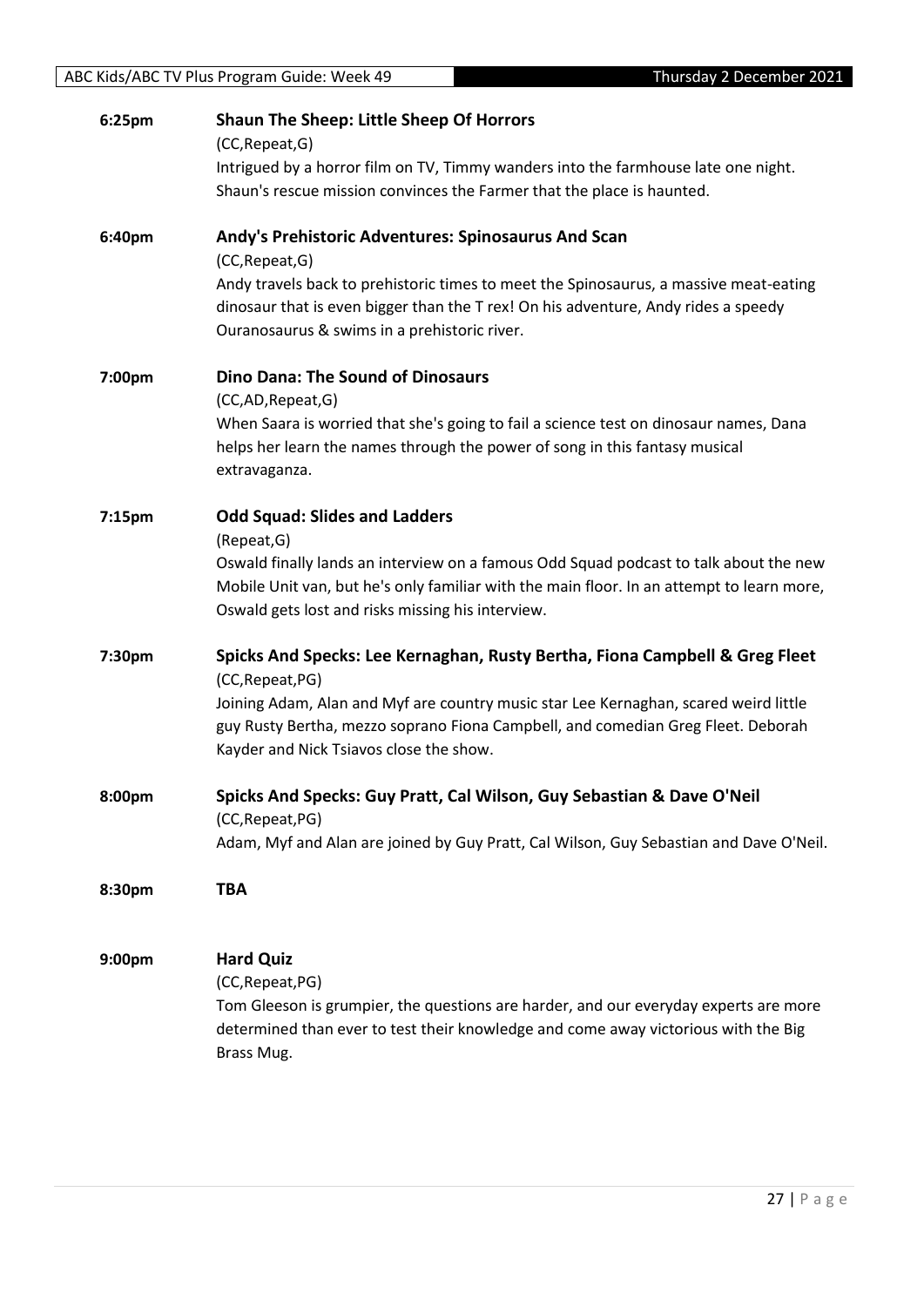**6:25pm** **Shaun The Sheep: Little Sheep Of Horrors**
(CC,Repeat,G)
Intrigued by a horror film on TV, Timmy wanders into the farmhouse late one night. Shaun's rescue mission convinces the Farmer that the place is haunted.

**6:40pm** **Andy's Prehistoric Adventures: Spinosaurus And Scan**
(CC,Repeat,G)
Andy travels back to prehistoric times to meet the Spinosaurus, a massive meat-eating dinosaur that is even bigger than the T rex! On his adventure, Andy rides a speedy Ouranosaurus & swims in a prehistoric river.

**7:00pm** **Dino Dana: The Sound of Dinosaurs**
(CC,AD,Repeat,G)
When Saara is worried that she's going to fail a science test on dinosaur names, Dana helps her learn the names through the power of song in this fantasy musical extravaganza.

**7:15pm** **Odd Squad: Slides and Ladders**
(Repeat,G)
Oswald finally lands an interview on a famous Odd Squad podcast to talk about the new Mobile Unit van, but he's only familiar with the main floor. In an attempt to learn more, Oswald gets lost and risks missing his interview.

**7:30pm** **Spicks And Specks: Lee Kernaghan, Rusty Bertha, Fiona Campbell & Greg Fleet**
(CC,Repeat,PG)
Joining Adam, Alan and Myf are country music star Lee Kernaghan, scared weird little guy Rusty Bertha, mezzo soprano Fiona Campbell, and comedian Greg Fleet. Deborah Kayder and Nick Tsiavos close the show.

**8:00pm** **Spicks And Specks: Guy Pratt, Cal Wilson, Guy Sebastian & Dave O'Neil**
(CC,Repeat,PG)
Adam, Myf and Alan are joined by Guy Pratt, Cal Wilson, Guy Sebastian and Dave O'Neil.

**8:30pm** **TBA**

**9:00pm** **Hard Quiz**
(CC,Repeat,PG)
Tom Gleeson is grumpier, the questions are harder, and our everyday experts are more determined than ever to test their knowledge and come away victorious with the Big Brass Mug.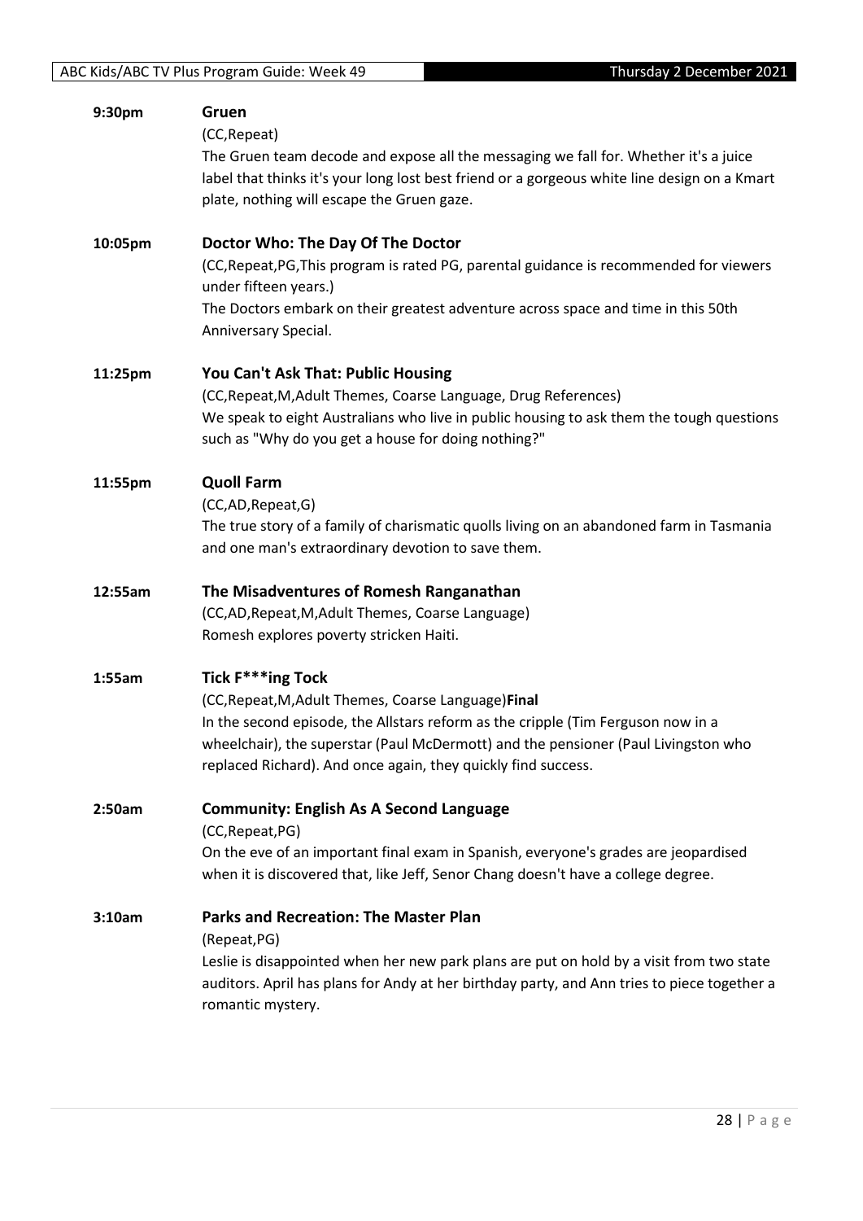**9:30pm** **Gruen**

(CC,Repeat)

The Gruen team decode and expose all the messaging we fall for. Whether it's a juice label that thinks it's your long lost best friend or a gorgeous white line design on a Kmart plate, nothing will escape the Gruen gaze.

**10:05pm** **Doctor Who: The Day Of The Doctor**

(CC,Repeat,PG,This program is rated PG, parental guidance is recommended for viewers under fifteen years.)

The Doctors embark on their greatest adventure across space and time in this 50th Anniversary Special.

**11:25pm** **You Can't Ask That: Public Housing**

(CC,Repeat,M,Adult Themes, Coarse Language, Drug References)

We speak to eight Australians who live in public housing to ask them the tough questions such as "Why do you get a house for doing nothing?"

**11:55pm** **Quoll Farm**

(CC,AD,Repeat,G)

The true story of a family of charismatic quolls living on an abandoned farm in Tasmania and one man's extraordinary devotion to save them.

**12:55am** **The Misadventures of Romesh Ranganathan**

(CC,AD,Repeat,M,Adult Themes, Coarse Language)

Romesh explores poverty stricken Haiti.

**1:55am** **Tick F***ing Tock**

(CC,Repeat,M,Adult Themes, Coarse Language)**Final**

In the second episode, the Allstars reform as the cripple (Tim Ferguson now in a wheelchair), the superstar (Paul McDermott) and the pensioner (Paul Livingston who replaced Richard). And once again, they quickly find success.

**2:50am** **Community: English As A Second Language**

(CC,Repeat,PG)

On the eve of an important final exam in Spanish, everyone's grades are jeopardised when it is discovered that, like Jeff, Senor Chang doesn't have a college degree.

**3:10am** **Parks and Recreation: The Master Plan**

(Repeat,PG)

Leslie is disappointed when her new park plans are put on hold by a visit from two state auditors. April has plans for Andy at her birthday party, and Ann tries to piece together a romantic mystery.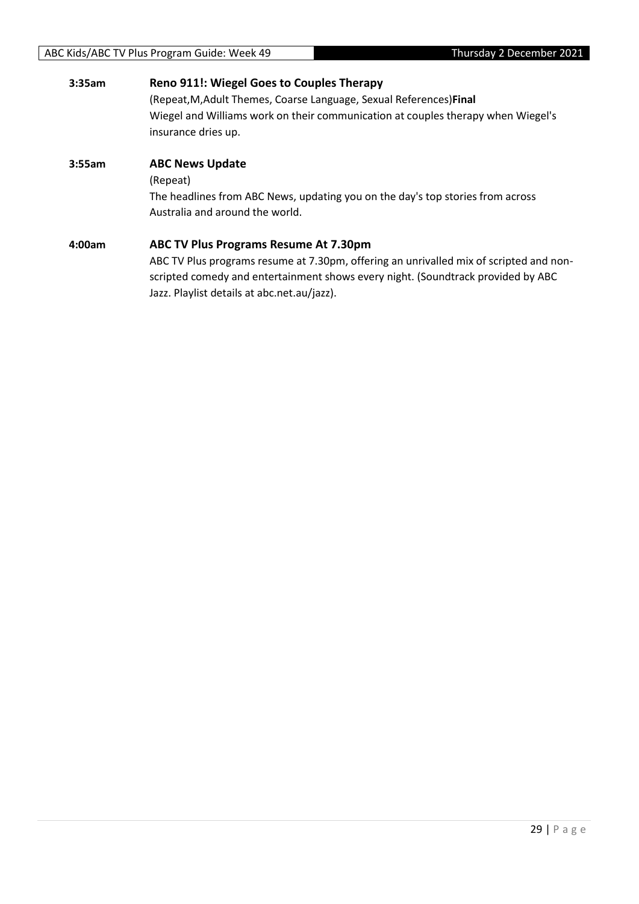**3:35am** **Reno 911!: Wiegel Goes to Couples Therapy**

(Repeat,M,Adult Themes, Coarse Language, Sexual References)**Final**

Wiegel and Williams work on their communication at couples therapy when Wiegel's insurance dries up.

**3:55am** **ABC News Update**

(Repeat)

The headlines from ABC News, updating you on the day's top stories from across Australia and around the world.

**4:00am** **ABC TV Plus Programs Resume At 7.30pm**

ABC TV Plus programs resume at 7.30pm, offering an unrivalled mix of scripted and non-scripted comedy and entertainment shows every night. (Soundtrack provided by ABC Jazz. Playlist details at abc.net.au/jazz).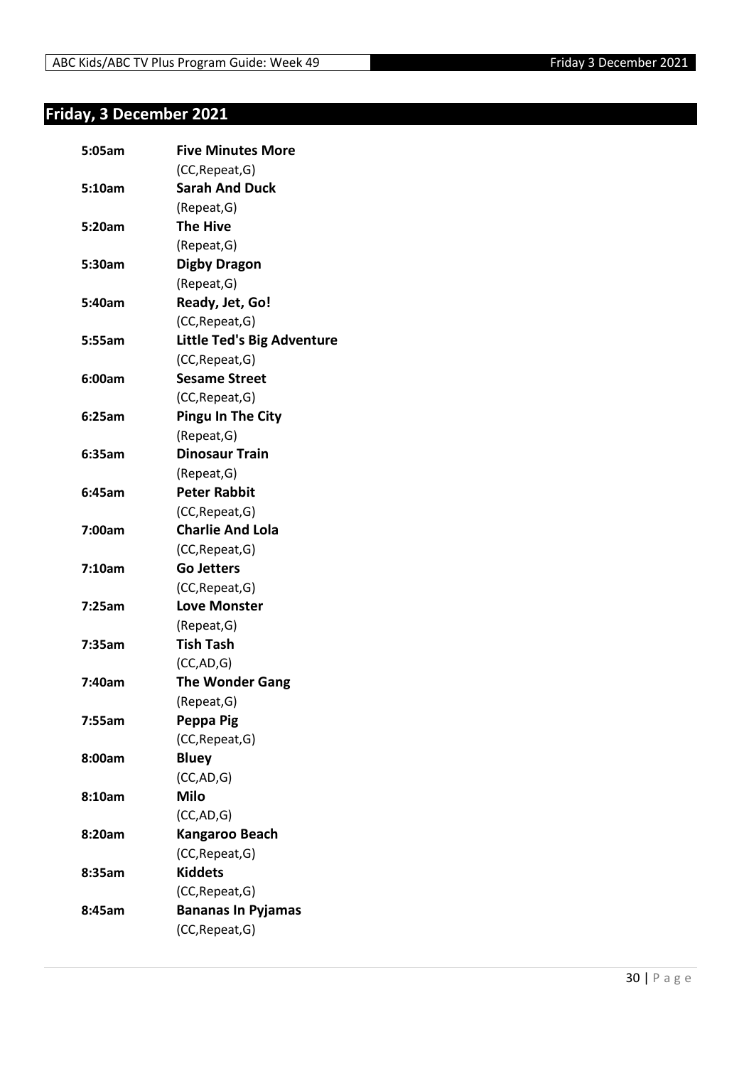## Friday, 3 December 2021

| | |
|---|---|
| **5:05am** | **Five Minutes More** |
| | (CC,Repeat,G) |
| **5:10am** | **Sarah And Duck** |
| | (Repeat,G) |
| **5:20am** | **The Hive** |
| | (Repeat,G) |
| **5:30am** | **Digby Dragon** |
| | (Repeat,G) |
| **5:40am** | **Ready, Jet, Go!** |
| | (CC,Repeat,G) |
| **5:55am** | **Little Ted's Big Adventure** |
| | (CC,Repeat,G) |
| **6:00am** | **Sesame Street** |
| | (CC,Repeat,G) |
| **6:25am** | **Pingu In The City** |
| | (Repeat,G) |
| **6:35am** | **Dinosaur Train** |
| | (Repeat,G) |
| **6:45am** | **Peter Rabbit** |
| | (CC,Repeat,G) |
| **7:00am** | **Charlie And Lola** |
| | (CC,Repeat,G) |
| **7:10am** | **Go Jetters** |
| | (CC,Repeat,G) |
| **7:25am** | **Love Monster** |
| | (Repeat,G) |
| **7:35am** | **Tish Tash** |
| | (CC,AD,G) |
| **7:40am** | **The Wonder Gang** |
| | (Repeat,G) |
| **7:55am** | **Peppa Pig** |
| | (CC,Repeat,G) |
| **8:00am** | **Bluey** |
| | (CC,AD,G) |
| **8:10am** | **Milo** |
| | (CC,AD,G) |
| **8:20am** | **Kangaroo Beach** |
| | (CC,Repeat,G) |
| **8:35am** | **Kiddets** |
| | (CC,Repeat,G) |
| **8:45am** | **Bananas In Pyjamas** |
| | (CC,Repeat,G) |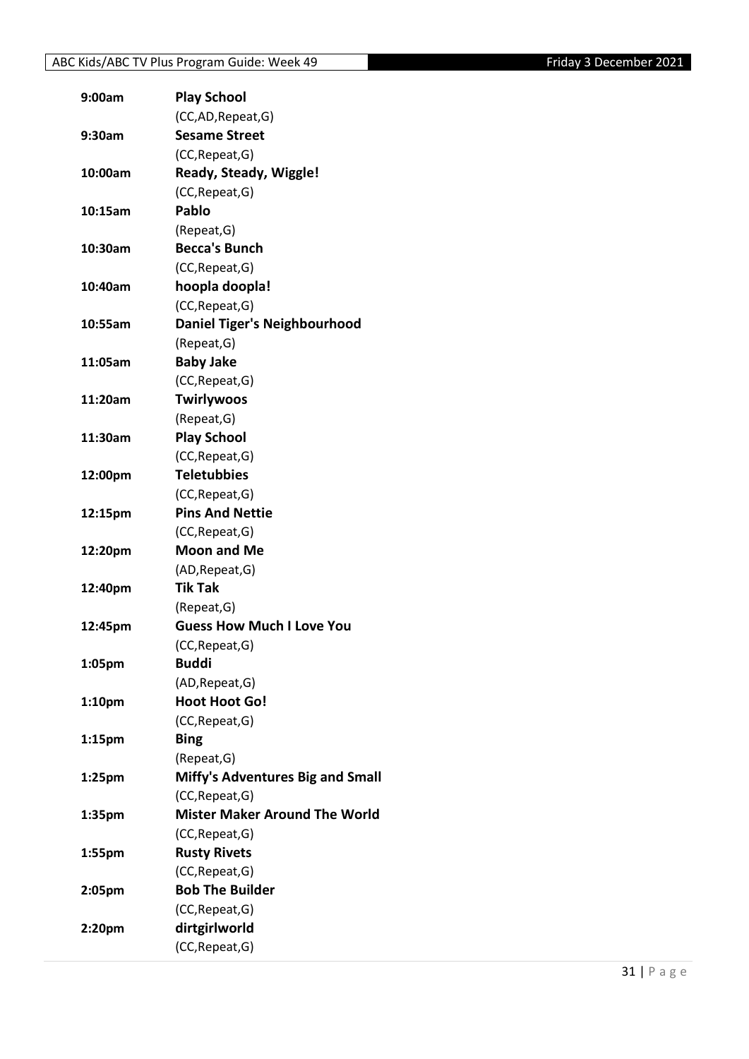| Time | Program |
|---|---|
| 9:00am | **Play School** |
| | (CC,AD,Repeat,G) |
| 9:30am | **Sesame Street** |
| | (CC,Repeat,G) |
| 10:00am | **Ready, Steady, Wiggle!** |
| | (CC,Repeat,G) |
| 10:15am | **Pablo** |
| | (Repeat,G) |
| 10:30am | **Becca's Bunch** |
| | (CC,Repeat,G) |
| 10:40am | **hoopla doopla!** |
| | (CC,Repeat,G) |
| 10:55am | **Daniel Tiger's Neighbourhood** |
| | (Repeat,G) |
| 11:05am | **Baby Jake** |
| | (CC,Repeat,G) |
| 11:20am | **Twirlywoos** |
| | (Repeat,G) |
| 11:30am | **Play School** |
| | (CC,Repeat,G) |
| 12:00pm | **Teletubbies** |
| | (CC,Repeat,G) |
| 12:15pm | **Pins And Nettie** |
| | (CC,Repeat,G) |
| 12:20pm | **Moon and Me** |
| | (AD,Repeat,G) |
| 12:40pm | **Tik Tak** |
| | (Repeat,G) |
| 12:45pm | **Guess How Much I Love You** |
| | (CC,Repeat,G) |
| 1:05pm | **Buddi** |
| | (AD,Repeat,G) |
| 1:10pm | **Hoot Hoot Go!** |
| | (CC,Repeat,G) |
| 1:15pm | **Bing** |
| | (Repeat,G) |
| 1:25pm | **Miffy's Adventures Big and Small** |
| | (CC,Repeat,G) |
| 1:35pm | **Mister Maker Around The World** |
| | (CC,Repeat,G) |
| 1:55pm | **Rusty Rivets** |
| | (CC,Repeat,G) |
| 2:05pm | **Bob The Builder** |
| | (CC,Repeat,G) |
| 2:20pm | **dirtgirlworld** |
| | (CC,Repeat,G) |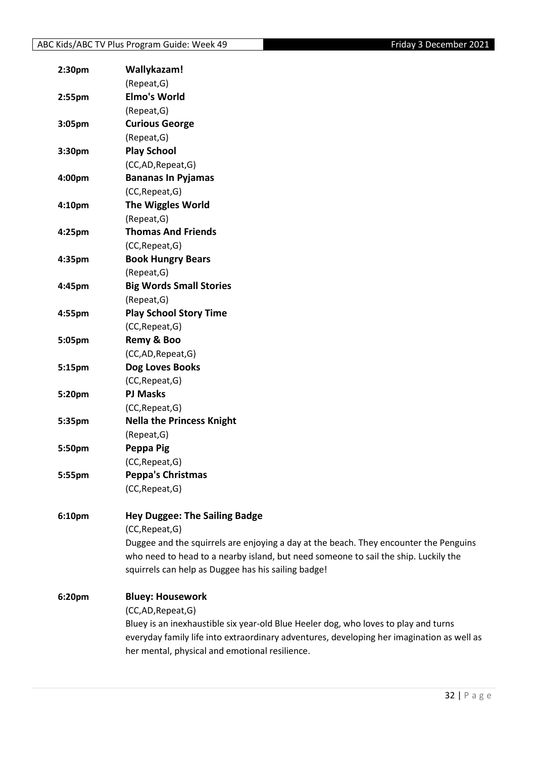**2:30pm** **Wallykazam!**
(Repeat,G)

**2:55pm** **Elmo's World**
(Repeat,G)

**3:05pm** **Curious George**
(Repeat,G)

**3:30pm** **Play School**
(CC,AD,Repeat,G)

**4:00pm** **Bananas In Pyjamas**
(CC,Repeat,G)

**4:10pm** **The Wiggles World**
(Repeat,G)

**4:25pm** **Thomas And Friends**
(CC,Repeat,G)

**4:35pm** **Book Hungry Bears**
(Repeat,G)

**4:45pm** **Big Words Small Stories**
(Repeat,G)

**4:55pm** **Play School Story Time**
(CC,Repeat,G)

**5:05pm** **Remy & Boo**
(CC,AD,Repeat,G)

**5:15pm** **Dog Loves Books**
(CC,Repeat,G)

**5:20pm** **PJ Masks**
(CC,Repeat,G)

**5:35pm** **Nella the Princess Knight**
(Repeat,G)

**5:50pm** **Peppa Pig**
(CC,Repeat,G)

**5:55pm** **Peppa's Christmas**
(CC,Repeat,G)

**6:10pm** **Hey Duggee: The Sailing Badge**
(CC,Repeat,G)
Duggee and the squirrels are enjoying a day at the beach. They encounter the Penguins who need to head to a nearby island, but need someone to sail the ship. Luckily the squirrels can help as Duggee has his sailing badge!

**6:20pm** **Bluey: Housework**
(CC,AD,Repeat,G)
Bluey is an inexhaustible six year-old Blue Heeler dog, who loves to play and turns everyday family life into extraordinary adventures, developing her imagination as well as her mental, physical and emotional resilience.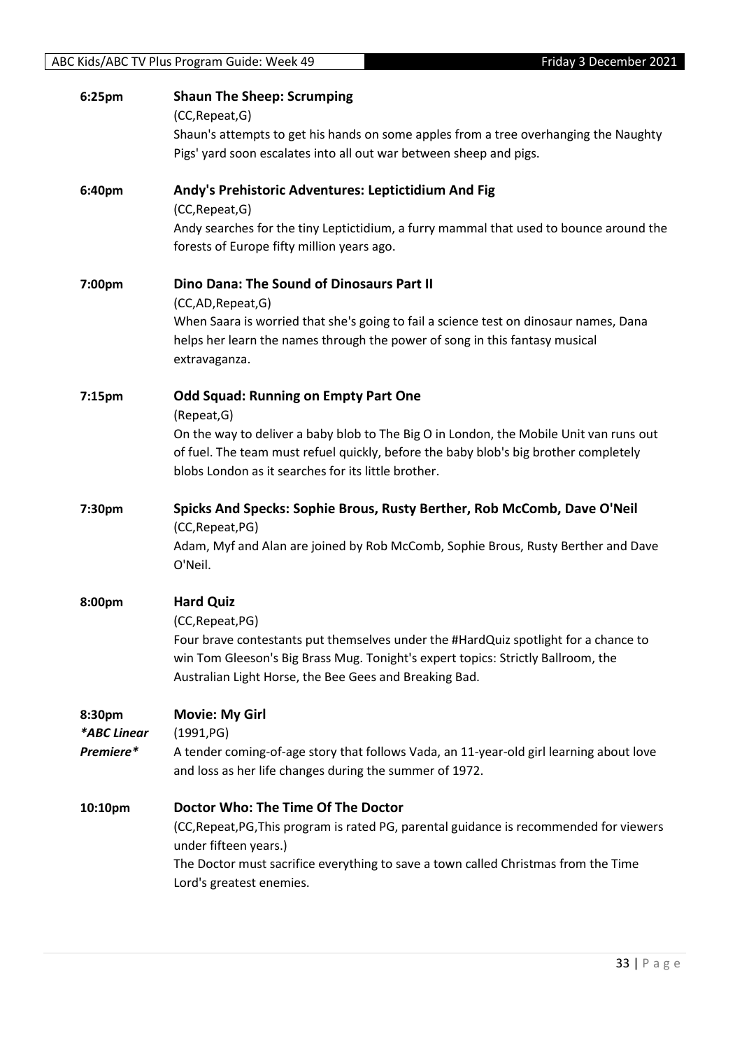**6:25pm** **Shaun The Sheep: Scrumping**

(CC,Repeat,G)

Shaun's attempts to get his hands on some apples from a tree overhanging the Naughty Pigs' yard soon escalates into all out war between sheep and pigs.

**6:40pm** **Andy's Prehistoric Adventures: Leptictidium And Fig**

(CC,Repeat,G)

Andy searches for the tiny Leptictidium, a furry mammal that used to bounce around the forests of Europe fifty million years ago.

**7:00pm** **Dino Dana: The Sound of Dinosaurs Part II**

(CC,AD,Repeat,G)

When Saara is worried that she's going to fail a science test on dinosaur names, Dana helps her learn the names through the power of song in this fantasy musical extravaganza.

**7:15pm** **Odd Squad: Running on Empty Part One**

(Repeat,G)

On the way to deliver a baby blob to The Big O in London, the Mobile Unit van runs out of fuel. The team must refuel quickly, before the baby blob's big brother completely blobs London as it searches for its little brother.

**7:30pm** **Spicks And Specks: Sophie Brous, Rusty Berther, Rob McComb, Dave O'Neil**

(CC,Repeat,PG)

Adam, Myf and Alan are joined by Rob McComb, Sophie Brous, Rusty Berther and Dave O'Neil.

**8:00pm** **Hard Quiz**

(CC,Repeat,PG)

Four brave contestants put themselves under the #HardQuiz spotlight for a chance to win Tom Gleeson's Big Brass Mug. Tonight's expert topics: Strictly Ballroom, the Australian Light Horse, the Bee Gees and Breaking Bad.

**8:30pm** ***ABC Linear Premiere*** **Movie: My Girl**

(1991,PG)

A tender coming-of-age story that follows Vada, an 11-year-old girl learning about love and loss as her life changes during the summer of 1972.

**10:10pm** **Doctor Who: The Time Of The Doctor**

(CC,Repeat,PG,This program is rated PG, parental guidance is recommended for viewers under fifteen years.)

The Doctor must sacrifice everything to save a town called Christmas from the Time Lord's greatest enemies.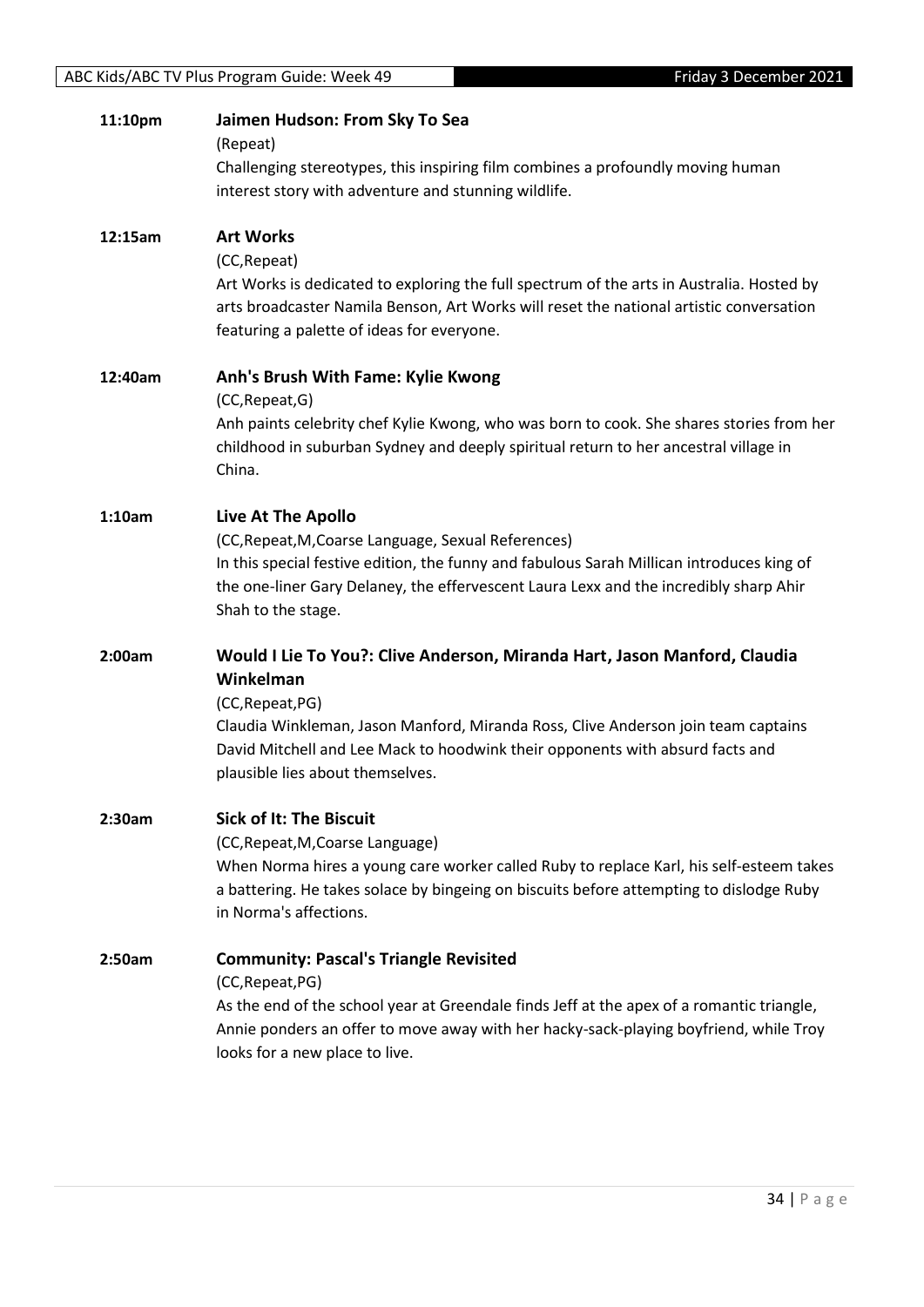**11:10pm** **Jaimen Hudson: From Sky To Sea**

(Repeat)

Challenging stereotypes, this inspiring film combines a profoundly moving human interest story with adventure and stunning wildlife.

**12:15am** **Art Works**

(CC,Repeat)

Art Works is dedicated to exploring the full spectrum of the arts in Australia. Hosted by arts broadcaster Namila Benson, Art Works will reset the national artistic conversation featuring a palette of ideas for everyone.

**12:40am** **Anh's Brush With Fame: Kylie Kwong**

(CC,Repeat,G)

Anh paints celebrity chef Kylie Kwong, who was born to cook. She shares stories from her childhood in suburban Sydney and deeply spiritual return to her ancestral village in China.

**1:10am** **Live At The Apollo**

(CC,Repeat,M,Coarse Language, Sexual References)

In this special festive edition, the funny and fabulous Sarah Millican introduces king of the one-liner Gary Delaney, the effervescent Laura Lexx and the incredibly sharp Ahir Shah to the stage.

**2:00am** **Would I Lie To You?: Clive Anderson, Miranda Hart, Jason Manford, Claudia Winkelman**

(CC,Repeat,PG)

Claudia Winkleman, Jason Manford, Miranda Ross, Clive Anderson join team captains David Mitchell and Lee Mack to hoodwink their opponents with absurd facts and plausible lies about themselves.

**2:30am** **Sick of It: The Biscuit**

(CC,Repeat,M,Coarse Language)

When Norma hires a young care worker called Ruby to replace Karl, his self-esteem takes a battering. He takes solace by bingeing on biscuits before attempting to dislodge Ruby in Norma's affections.

**2:50am** **Community: Pascal's Triangle Revisited**

(CC,Repeat,PG)

As the end of the school year at Greendale finds Jeff at the apex of a romantic triangle, Annie ponders an offer to move away with her hacky-sack-playing boyfriend, while Troy looks for a new place to live.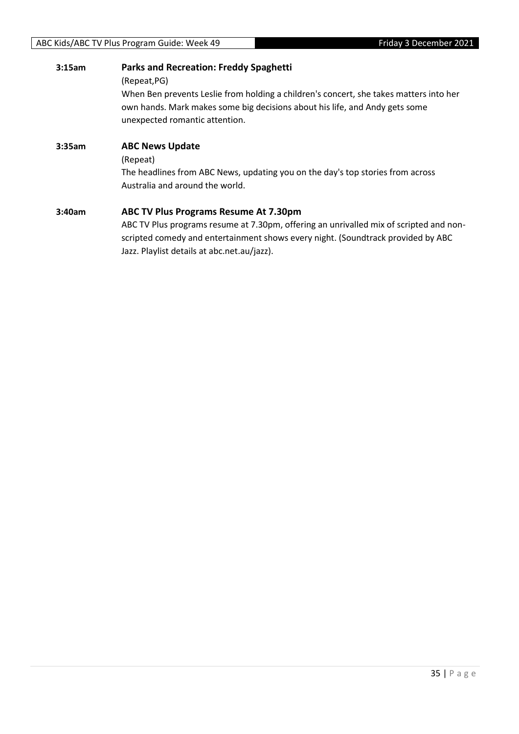**3:15am** **Parks and Recreation: Freddy Spaghetti**

(Repeat,PG)

When Ben prevents Leslie from holding a children's concert, she takes matters into her own hands. Mark makes some big decisions about his life, and Andy gets some unexpected romantic attention.

**3:35am** **ABC News Update**

(Repeat)

The headlines from ABC News, updating you on the day's top stories from across Australia and around the world.

**3:40am** **ABC TV Plus Programs Resume At 7.30pm**

ABC TV Plus programs resume at 7.30pm, offering an unrivalled mix of scripted and non-scripted comedy and entertainment shows every night. (Soundtrack provided by ABC Jazz. Playlist details at abc.net.au/jazz).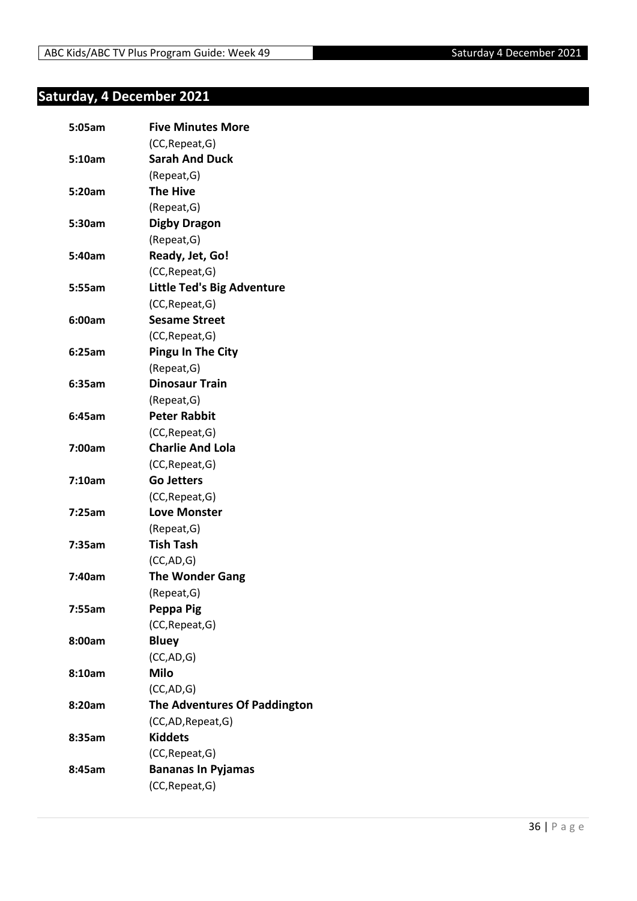## Saturday, 4 December 2021

**5:05am** **Five Minutes More**
(CC,Repeat,G)

**5:10am** **Sarah And Duck**
(Repeat,G)

**5:20am** **The Hive**
(Repeat,G)

**5:30am** **Digby Dragon**
(Repeat,G)

**5:40am** **Ready, Jet, Go!**
(CC,Repeat,G)

**5:55am** **Little Ted's Big Adventure**
(CC,Repeat,G)

**6:00am** **Sesame Street**
(CC,Repeat,G)

**6:25am** **Pingu In The City**
(Repeat,G)

**6:35am** **Dinosaur Train**
(Repeat,G)

**6:45am** **Peter Rabbit**
(CC,Repeat,G)

**7:00am** **Charlie And Lola**
(CC,Repeat,G)

**7:10am** **Go Jetters**
(CC,Repeat,G)

**7:25am** **Love Monster**
(Repeat,G)

**7:35am** **Tish Tash**
(CC,AD,G)

**7:40am** **The Wonder Gang**
(Repeat,G)

**7:55am** **Peppa Pig**
(CC,Repeat,G)

**8:00am** **Bluey**
(CC,AD,G)

**8:10am** **Milo**
(CC,AD,G)

**8:20am** **The Adventures Of Paddington**
(CC,AD,Repeat,G)

**8:35am** **Kiddets**
(CC,Repeat,G)

**8:45am** **Bananas In Pyjamas**
(CC,Repeat,G)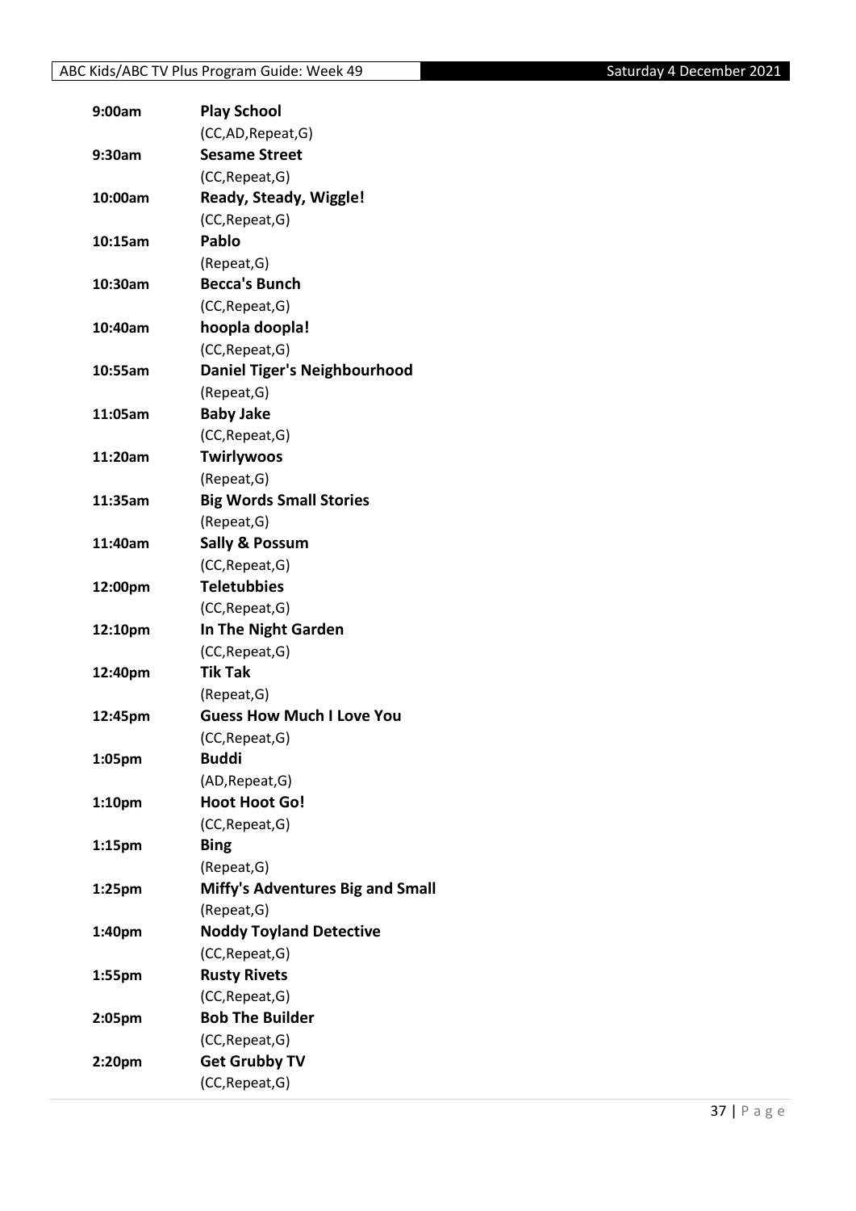| | |
|---|---|
| **9:00am** | **Play School** |
| | (CC,AD,Repeat,G) |
| **9:30am** | **Sesame Street** |
| | (CC,Repeat,G) |
| **10:00am** | **Ready, Steady, Wiggle!** |
| | (CC,Repeat,G) |
| **10:15am** | **Pablo** |
| | (Repeat,G) |
| **10:30am** | **Becca's Bunch** |
| | (CC,Repeat,G) |
| **10:40am** | **hoopla doopla!** |
| | (CC,Repeat,G) |
| **10:55am** | **Daniel Tiger's Neighbourhood** |
| | (Repeat,G) |
| **11:05am** | **Baby Jake** |
| | (CC,Repeat,G) |
| **11:20am** | **Twirlywoos** |
| | (Repeat,G) |
| **11:35am** | **Big Words Small Stories** |
| | (Repeat,G) |
| **11:40am** | **Sally & Possum** |
| | (CC,Repeat,G) |
| **12:00pm** | **Teletubbies** |
| | (CC,Repeat,G) |
| **12:10pm** | **In The Night Garden** |
| | (CC,Repeat,G) |
| **12:40pm** | **Tik Tak** |
| | (Repeat,G) |
| **12:45pm** | **Guess How Much I Love You** |
| | (CC,Repeat,G) |
| **1:05pm** | **Buddi** |
| | (AD,Repeat,G) |
| **1:10pm** | **Hoot Hoot Go!** |
| | (CC,Repeat,G) |
| **1:15pm** | **Bing** |
| | (Repeat,G) |
| **1:25pm** | **Miffy's Adventures Big and Small** |
| | (Repeat,G) |
| **1:40pm** | **Noddy Toyland Detective** |
| | (CC,Repeat,G) |
| **1:55pm** | **Rusty Rivets** |
| | (CC,Repeat,G) |
| **2:05pm** | **Bob The Builder** |
| | (CC,Repeat,G) |
| **2:20pm** | **Get Grubby TV** |
| | (CC,Repeat,G) |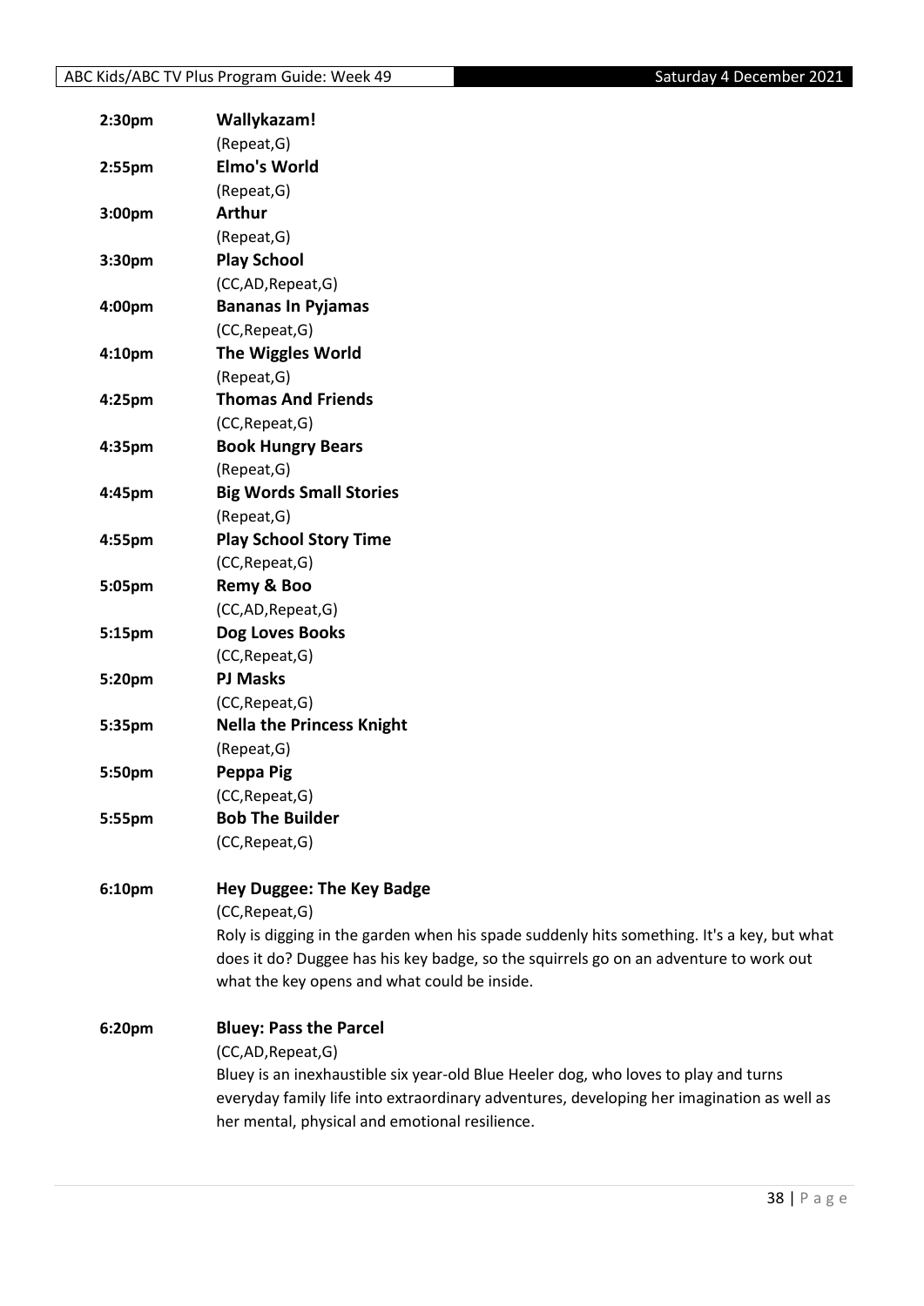**2:30pm** **Wallykazam!**
(Repeat,G)

**2:55pm** **Elmo's World**
(Repeat,G)

**3:00pm** **Arthur**
(Repeat,G)

**3:30pm** **Play School**
(CC,AD,Repeat,G)

**4:00pm** **Bananas In Pyjamas**
(CC,Repeat,G)

**4:10pm** **The Wiggles World**
(Repeat,G)

**4:25pm** **Thomas And Friends**
(CC,Repeat,G)

**4:35pm** **Book Hungry Bears**
(Repeat,G)

**4:45pm** **Big Words Small Stories**
(Repeat,G)

**4:55pm** **Play School Story Time**
(CC,Repeat,G)

**5:05pm** **Remy & Boo**
(CC,AD,Repeat,G)

**5:15pm** **Dog Loves Books**
(CC,Repeat,G)

**5:20pm** **PJ Masks**
(CC,Repeat,G)

**5:35pm** **Nella the Princess Knight**
(Repeat,G)

**5:50pm** **Peppa Pig**
(CC,Repeat,G)

**5:55pm** **Bob The Builder**
(CC,Repeat,G)

**6:10pm** **Hey Duggee: The Key Badge**
(CC,Repeat,G)
Roly is digging in the garden when his spade suddenly hits something. It's a key, but what does it do? Duggee has his key badge, so the squirrels go on an adventure to work out what the key opens and what could be inside.

**6:20pm** **Bluey: Pass the Parcel**
(CC,AD,Repeat,G)
Bluey is an inexhaustible six year-old Blue Heeler dog, who loves to play and turns everyday family life into extraordinary adventures, developing her imagination as well as her mental, physical and emotional resilience.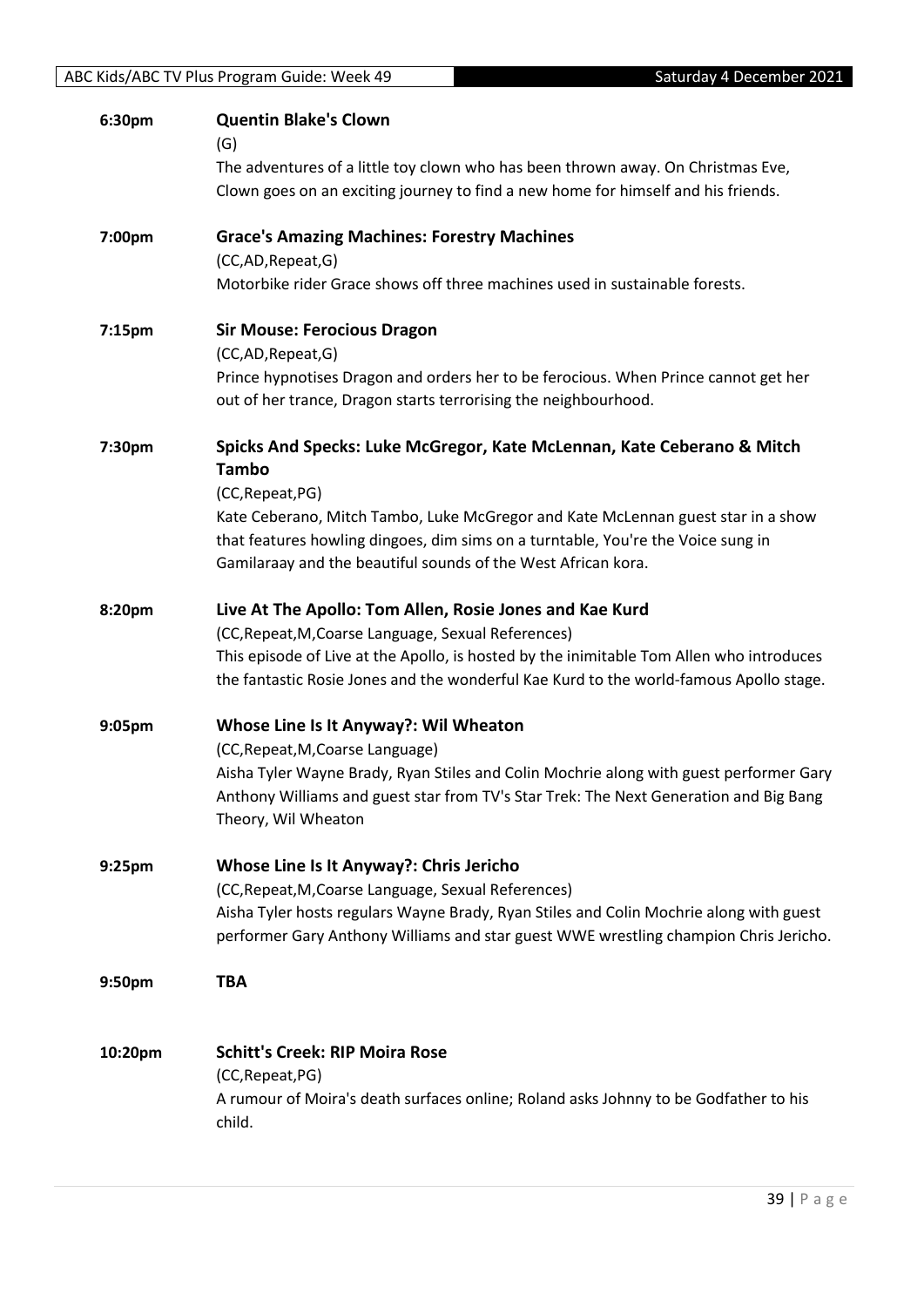| | |
|---|---|
| **6:30pm** | **Quentin Blake's Clown**<br>(G)<br>The adventures of a little toy clown who has been thrown away. On Christmas Eve, Clown goes on an exciting journey to find a new home for himself and his friends. |
| **7:00pm** | **Grace's Amazing Machines: Forestry Machines**<br>(CC,AD,Repeat,G)<br>Motorbike rider Grace shows off three machines used in sustainable forests. |
| **7:15pm** | **Sir Mouse: Ferocious Dragon**<br>(CC,AD,Repeat,G)<br>Prince hypnotises Dragon and orders her to be ferocious. When Prince cannot get her out of her trance, Dragon starts terrorising the neighbourhood. |
| **7:30pm** | **Spicks And Specks: Luke McGregor, Kate McLennan, Kate Ceberano & Mitch Tambo**<br>(CC,Repeat,PG)<br>Kate Ceberano, Mitch Tambo, Luke McGregor and Kate McLennan guest star in a show that features howling dingoes, dim sims on a turntable, You're the Voice sung in Gamilaraay and the beautiful sounds of the West African kora. |
| **8:20pm** | **Live At The Apollo: Tom Allen, Rosie Jones and Kae Kurd**<br>(CC,Repeat,M,Coarse Language, Sexual References)<br>This episode of Live at the Apollo, is hosted by the inimitable Tom Allen who introduces the fantastic Rosie Jones and the wonderful Kae Kurd to the world-famous Apollo stage. |
| **9:05pm** | **Whose Line Is It Anyway?: Wil Wheaton**<br>(CC,Repeat,M,Coarse Language)<br>Aisha Tyler Wayne Brady, Ryan Stiles and Colin Mochrie along with guest performer Gary Anthony Williams and guest star from TV's Star Trek: The Next Generation and Big Bang Theory, Wil Wheaton |
| **9:25pm** | **Whose Line Is It Anyway?: Chris Jericho**<br>(CC,Repeat,M,Coarse Language, Sexual References)<br>Aisha Tyler hosts regulars Wayne Brady, Ryan Stiles and Colin Mochrie along with guest performer Gary Anthony Williams and star guest WWE wrestling champion Chris Jericho. |
| **9:50pm** | **TBA** |
| **10:20pm** | **Schitt's Creek: RIP Moira Rose**<br>(CC,Repeat,PG)<br>A rumour of Moira's death surfaces online; Roland asks Johnny to be Godfather to his child. |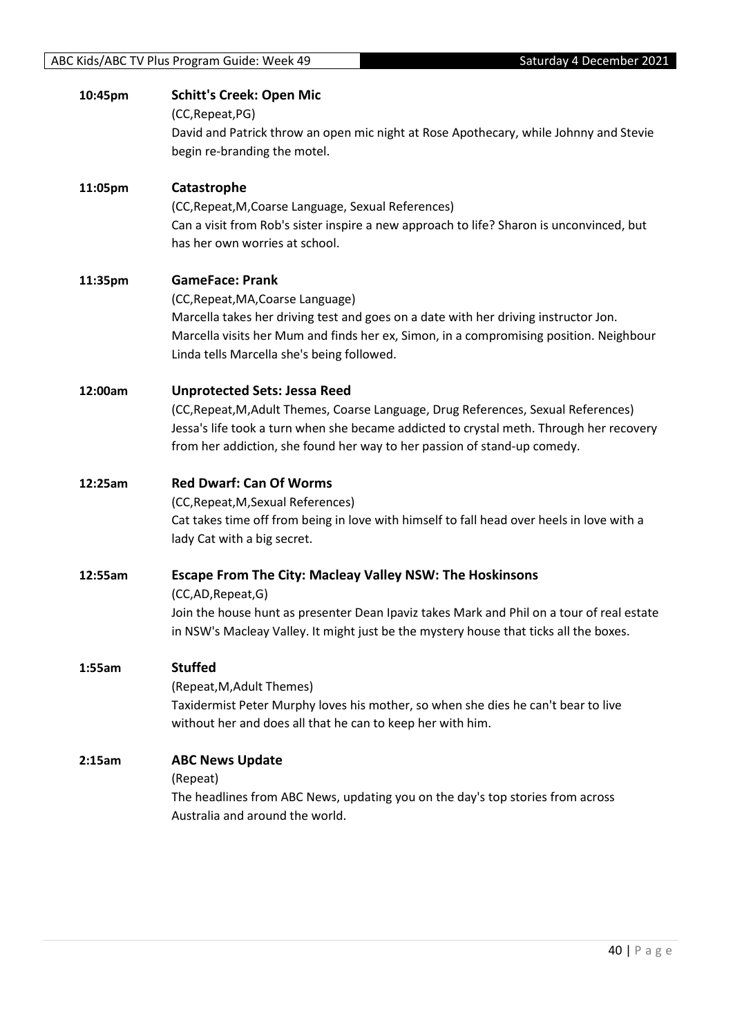**10:45pm** **Schitt's Creek: Open Mic**

(CC,Repeat,PG)

David and Patrick throw an open mic night at Rose Apothecary, while Johnny and Stevie begin re-branding the motel.

**11:05pm** **Catastrophe**

(CC,Repeat,M,Coarse Language, Sexual References)

Can a visit from Rob's sister inspire a new approach to life? Sharon is unconvinced, but has her own worries at school.

**11:35pm** **GameFace: Prank**

(CC,Repeat,MA,Coarse Language)

Marcella takes her driving test and goes on a date with her driving instructor Jon. Marcella visits her Mum and finds her ex, Simon, in a compromising position. Neighbour Linda tells Marcella she's being followed.

**12:00am** **Unprotected Sets: Jessa Reed**

(CC,Repeat,M,Adult Themes, Coarse Language, Drug References, Sexual References)

Jessa's life took a turn when she became addicted to crystal meth. Through her recovery from her addiction, she found her way to her passion of stand-up comedy.

**12:25am** **Red Dwarf: Can Of Worms**

(CC,Repeat,M,Sexual References)

Cat takes time off from being in love with himself to fall head over heels in love with a lady Cat with a big secret.

**12:55am** **Escape From The City: Macleay Valley NSW: The Hoskinsons**

(CC,AD,Repeat,G)

Join the house hunt as presenter Dean Ipaviz takes Mark and Phil on a tour of real estate in NSW's Macleay Valley. It might just be the mystery house that ticks all the boxes.

**1:55am** **Stuffed**

(Repeat,M,Adult Themes)

Taxidermist Peter Murphy loves his mother, so when she dies he can't bear to live without her and does all that he can to keep her with him.

**2:15am** **ABC News Update**

(Repeat)

The headlines from ABC News, updating you on the day's top stories from across Australia and around the world.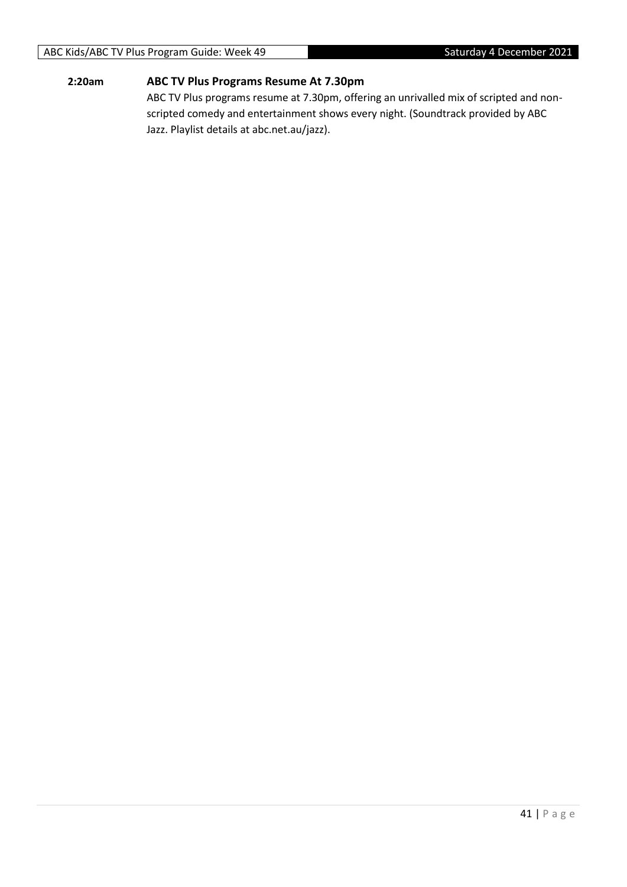**2:20am** **ABC TV Plus Programs Resume At 7.30pm**

ABC TV Plus programs resume at 7.30pm, offering an unrivalled mix of scripted and non-scripted comedy and entertainment shows every night. (Soundtrack provided by ABC Jazz. Playlist details at abc.net.au/jazz).